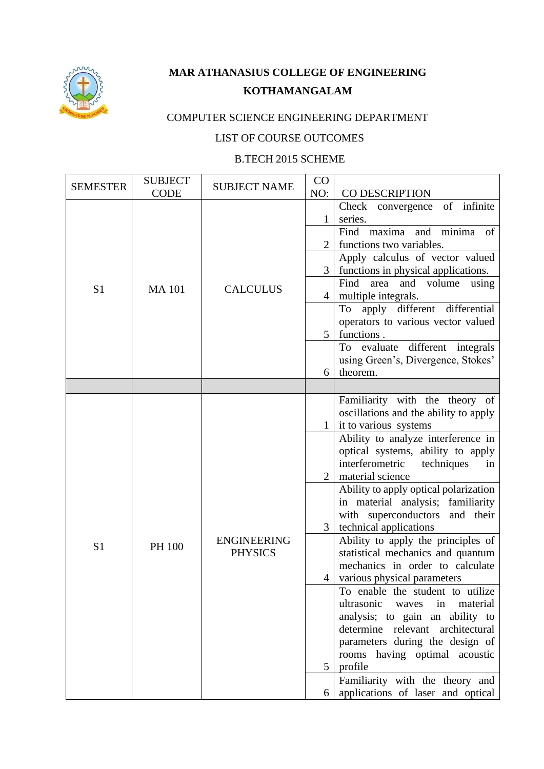**MAR ATHANASIUS COLLEGE OF ENGINEERING**

**KOTHAMANGALAM**

COMPUTER SCIENCE ENGINEERING DEPARTMENT

LIST OF COURSE OUTCOMES

B.TECH 2015 SCHEME

| SEMESTER | SUBJECT CODE | SUBJECT NAME | CO NO: | CO DESCRIPTION |
|---|---|---|---|---|
| S1 | MA 101 | CALCULUS | 1 | Check convergence of infinite series. |
| | | | 2 | Find maxima and minima of functions two variables. |
| | | | 3 | Apply calculus of vector valued functions in physical applications. |
| | | | 4 | Find area and volume using multiple integrals. |
| | | | 5 | To apply different differential operators to various vector valued functions . |
| | | | 6 | To evaluate different integrals using Green's, Divergence, Stokes' theorem. |
| | | | | |
| S1 | PH 100 | ENGINEERING PHYSICS | 1 | Familiarity with the theory of oscillations and the ability to apply it to various systems |
| | | | 2 | Ability to analyze interference in optical systems, ability to apply interferometric techniques in material science |
| | | | 3 | Ability to apply optical polarization in material analysis; familiarity with superconductors and their technical applications |
| | | | 4 | Ability to apply the principles of statistical mechanics and quantum mechanics in order to calculate various physical parameters |
| | | | 5 | To enable the student to utilize ultrasonic waves in material analysis; to gain an ability to determine relevant architectural parameters during the design of rooms having optimal acoustic profile |
| | | | 6 | Familiarity with the theory and applications of laser and optical |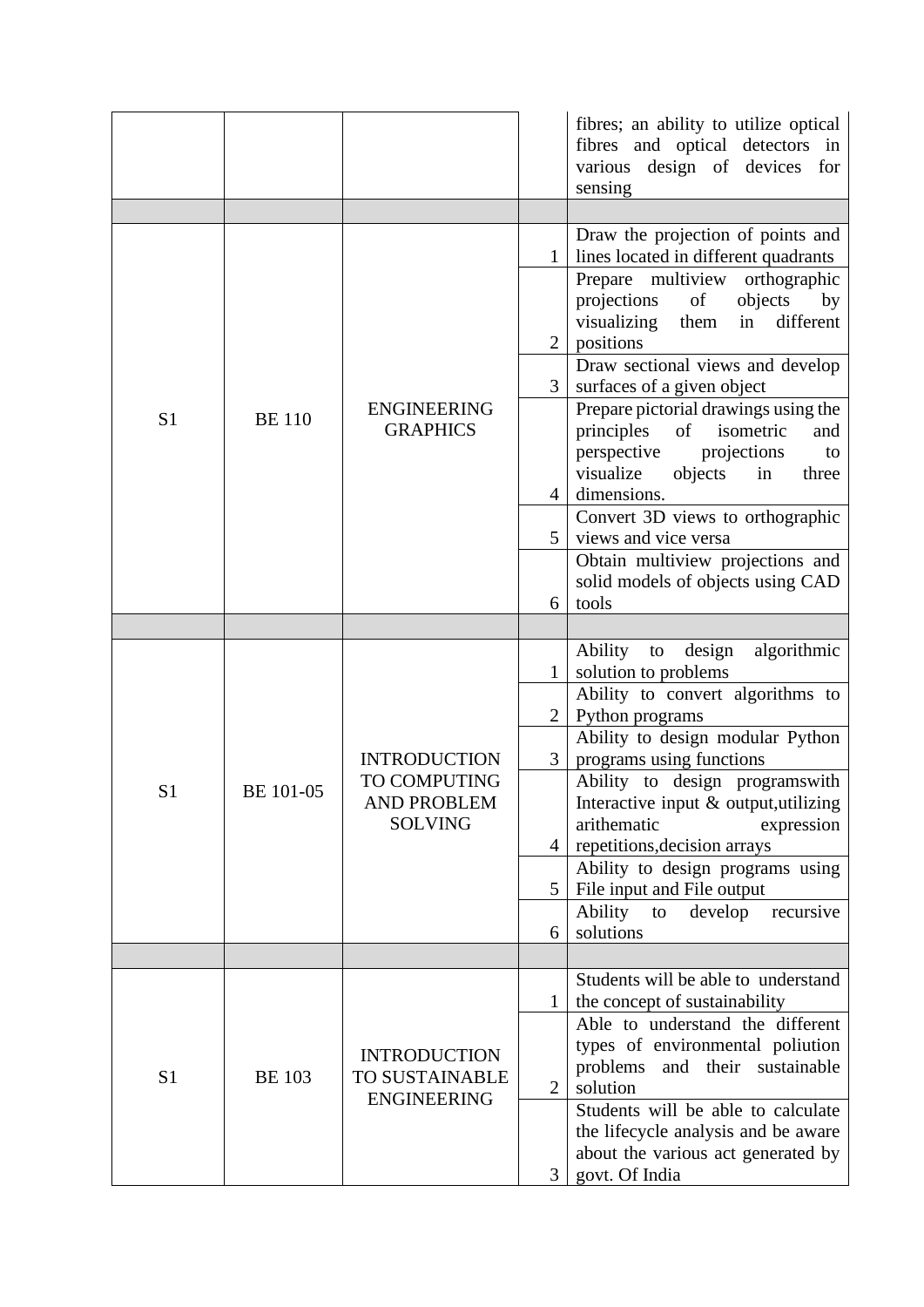| | | | | |
|---|---|---|---|---|
| | | | | fibres; an ability to utilize optical fibres and optical detectors in various design of devices for sensing |
| | | | | |
| S1 | BE 110 | ENGINEERING GRAPHICS | 1 | Draw the projection of points and lines located in different quadrants |
| | | | 2 | Prepare multiview orthographic projections of objects by visualizing them in different positions |
| | | | 3 | Draw sectional views and develop surfaces of a given object |
| | | | 4 | Prepare pictorial drawings using the principles of isometric and perspective projections to visualize objects in three dimensions. |
| | | | 5 | Convert 3D views to orthographic views and vice versa |
| | | | 6 | Obtain multiview projections and solid models of objects using CAD tools |
| | | | | |
| S1 | BE 101-05 | INTRODUCTION TO COMPUTING AND PROBLEM SOLVING | 1 | Ability to design algorithmic solution to problems |
| | | | 2 | Ability to convert algorithms to Python programs |
| | | | 3 | Ability to design modular Python programs using functions |
| | | | 4 | Ability to design programswith Interactive input & output,utilizing arithematic expression repetitions,decision arrays |
| | | | 5 | Ability to design programs using File input and File output |
| | | | 6 | Ability to develop recursive solutions |
| | | | | |
| S1 | BE 103 | INTRODUCTION TO SUSTAINABLE ENGINEERING | 1 | Students will be able to understand the concept of sustainability |
| | | | 2 | Able to understand the different types of environmental poliution problems and their sustainable solution |
| | | | 3 | Students will be able to calculate the lifecycle analysis and be aware about the various act generated by govt. Of India |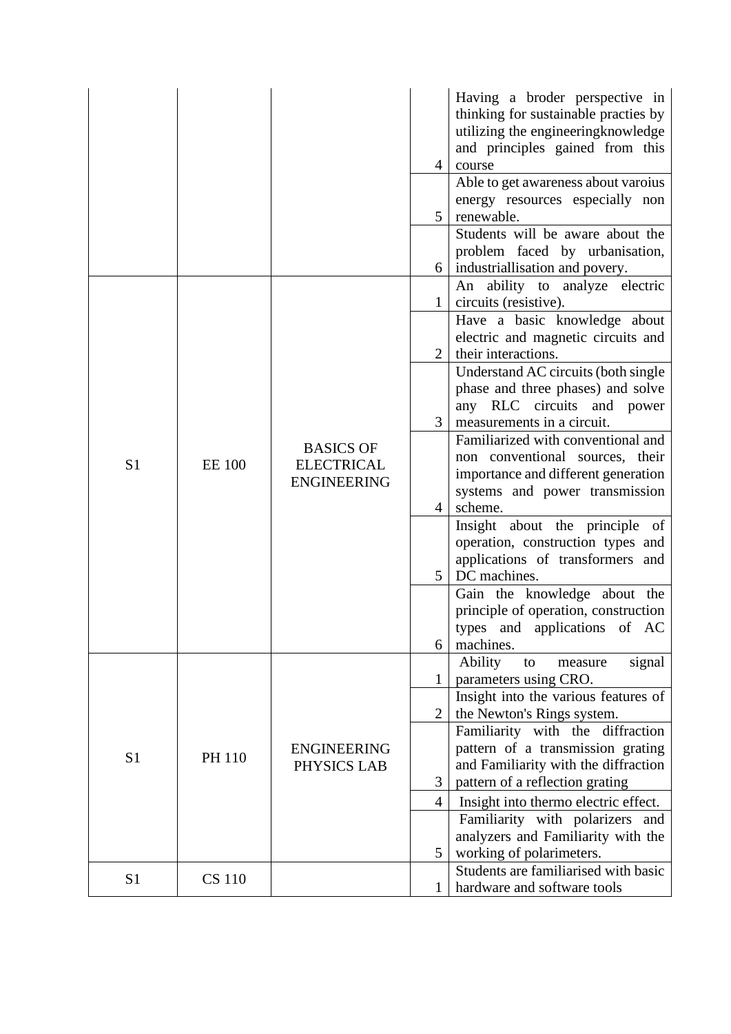| | | | | |
|---|---|---|---|---|
| | | | 4 | Having a broder perspective in thinking for sustainable practies by utilizing the engineeringknowledge and principles gained from this course |
| | | | 5 | Able to get awareness about varoius energy resources especially non renewable. |
| | | | 6 | Students will be aware about the problem faced by urbanisation, industriallisation and povery. |
| S1 | EE 100 | BASICS OF ELECTRICAL ENGINEERING | 1 | An ability to analyze electric circuits (resistive). |
| | | | 2 | Have a basic knowledge about electric and magnetic circuits and their interactions. |
| | | | 3 | Understand AC circuits (both single phase and three phases) and solve any RLC circuits and power measurements in a circuit. |
| | | | 4 | Familiarized with conventional and non conventional sources, their importance and different generation systems and power transmission scheme. |
| | | | 5 | Insight about the principle of operation, construction types and applications of transformers and DC machines. |
| | | | 6 | Gain the knowledge about the principle of operation, construction types and applications of AC machines. |
| S1 | PH 110 | ENGINEERING PHYSICS LAB | 1 | Ability to measure signal parameters using CRO. |
| | | | 2 | Insight into the various features of the Newton's Rings system. |
| | | | 3 | Familiarity with the diffraction pattern of a transmission grating and Familiarity with the diffraction pattern of a reflection grating |
| | | | 4 | Insight into thermo electric effect. |
| | | | 5 | Familiarity with polarizers and analyzers and Familiarity with the working of polarimeters. |
| S1 | CS 110 | | 1 | Students are familiarised with basic hardware and software tools |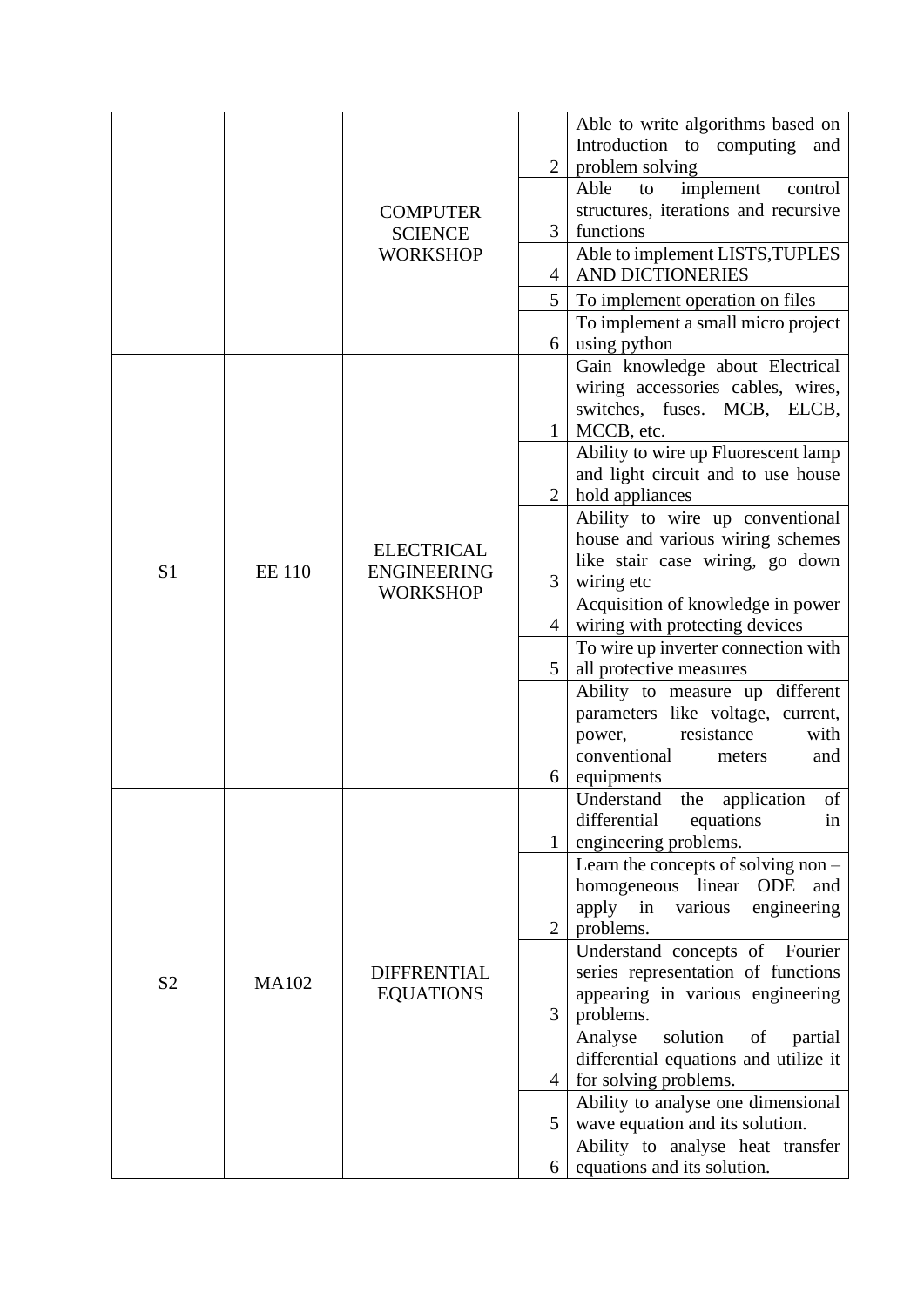| | | | | |
|---|---|---|---|---|
| | | COMPUTER SCIENCE WORKSHOP | 2 | Able to write algorithms based on Introduction to computing and problem solving |
| | | | 3 | Able to implement control structures, iterations and recursive functions |
| | | | 4 | Able to implement LISTS,TUPLES AND DICTIONERIES |
| | | | 5 | To implement operation on files |
| | | | 6 | To implement a small micro project using python |
| S1 | EE 110 | ELECTRICAL ENGINEERING WORKSHOP | 1 | Gain knowledge about Electrical wiring accessories cables, wires, switches, fuses. MCB, ELCB, MCCB, etc. |
| | | | 2 | Ability to wire up Fluorescent lamp and light circuit and to use house hold appliances |
| | | | 3 | Ability to wire up conventional house and various wiring schemes like stair case wiring, go down wiring etc |
| | | | 4 | Acquisition of knowledge in power wiring with protecting devices |
| | | | 5 | To wire up inverter connection with all protective measures |
| | | | 6 | Ability to measure up different parameters like voltage, current, power, resistance with conventional meters and equipments |
| S2 | MA102 | DIFFRENTIAL EQUATIONS | 1 | Understand the application of differential equations in engineering problems. |
| | | | 2 | Learn the concepts of solving non – homogeneous linear ODE and apply in various engineering problems. |
| | | | 3 | Understand concepts of Fourier series representation of functions appearing in various engineering problems. |
| | | | 4 | Analyse solution of partial differential equations and utilize it for solving problems. |
| | | | 5 | Ability to analyse one dimensional wave equation and its solution. |
| | | | 6 | Ability to analyse heat transfer equations and its solution. |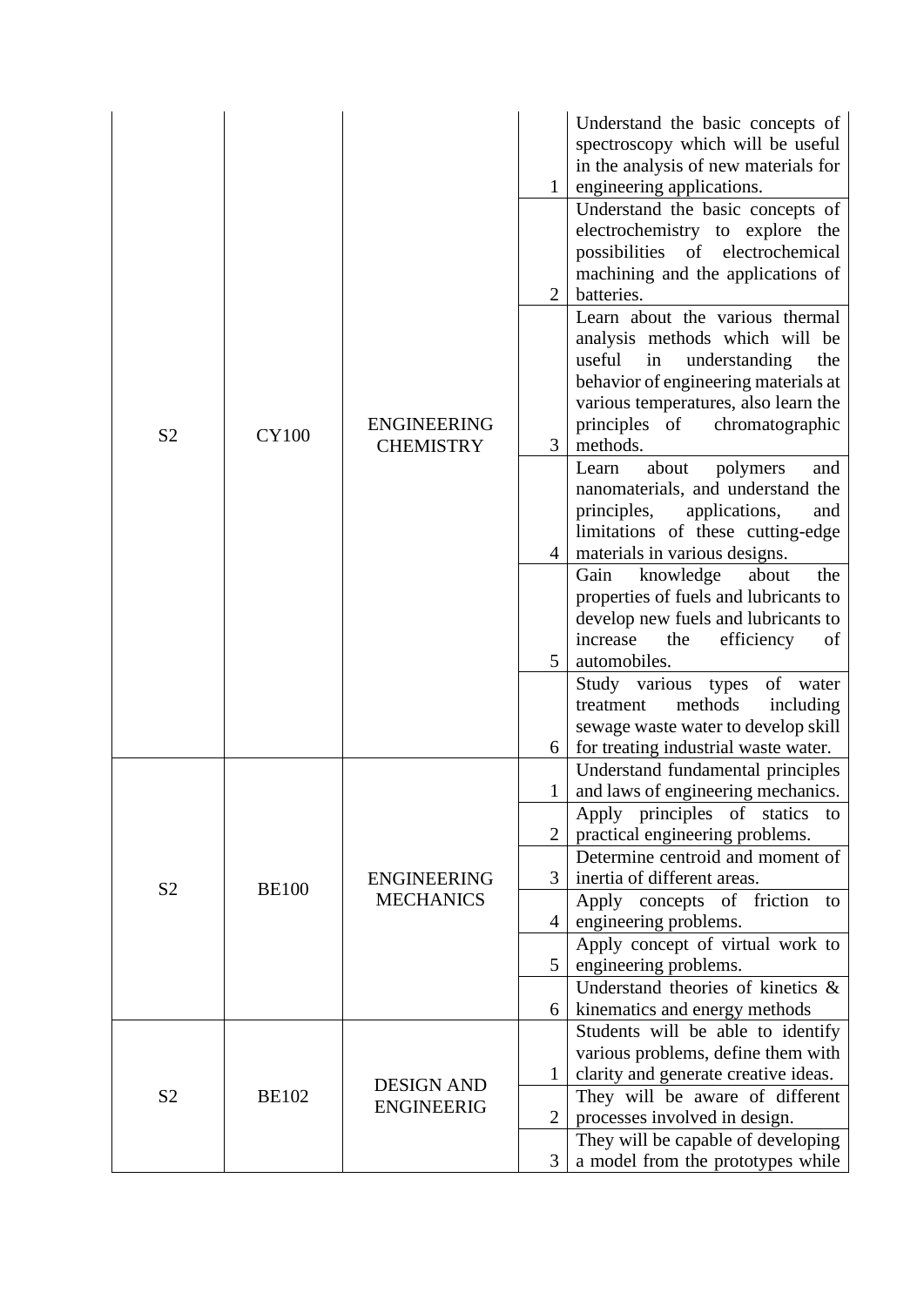| | | | | |
|---|---|---|---|---|
| S2 | CY100 | ENGINEERING CHEMISTRY | 1 | Understand the basic concepts of spectroscopy which will be useful in the analysis of new materials for engineering applications. |
| | | | 2 | Understand the basic concepts of electrochemistry to explore the possibilities of electrochemical machining and the applications of batteries. |
| | | | 3 | Learn about the various thermal analysis methods which will be useful in understanding the behavior of engineering materials at various temperatures, also learn the principles of chromatographic methods. |
| | | | 4 | Learn about polymers and nanomaterials, and understand the principles, applications, and limitations of these cutting-edge materials in various designs. |
| | | | 5 | Gain knowledge about the properties of fuels and lubricants to develop new fuels and lubricants to increase the efficiency of automobiles. |
| | | | 6 | Study various types of water treatment methods including sewage waste water to develop skill for treating industrial waste water. |
| S2 | BE100 | ENGINEERING MECHANICS | 1 | Understand fundamental principles and laws of engineering mechanics. |
| | | | 2 | Apply principles of statics to practical engineering problems. |
| | | | 3 | Determine centroid and moment of inertia of different areas. |
| | | | 4 | Apply concepts of friction to engineering problems. |
| | | | 5 | Apply concept of virtual work to engineering problems. |
| | | | 6 | Understand theories of kinetics & kinematics and energy methods |
| S2 | BE102 | DESIGN AND ENGINEERIG | 1 | Students will be able to identify various problems, define them with clarity and generate creative ideas. |
| | | | 2 | They will be aware of different processes involved in design. |
| | | | 3 | They will be capable of developing a model from the prototypes while |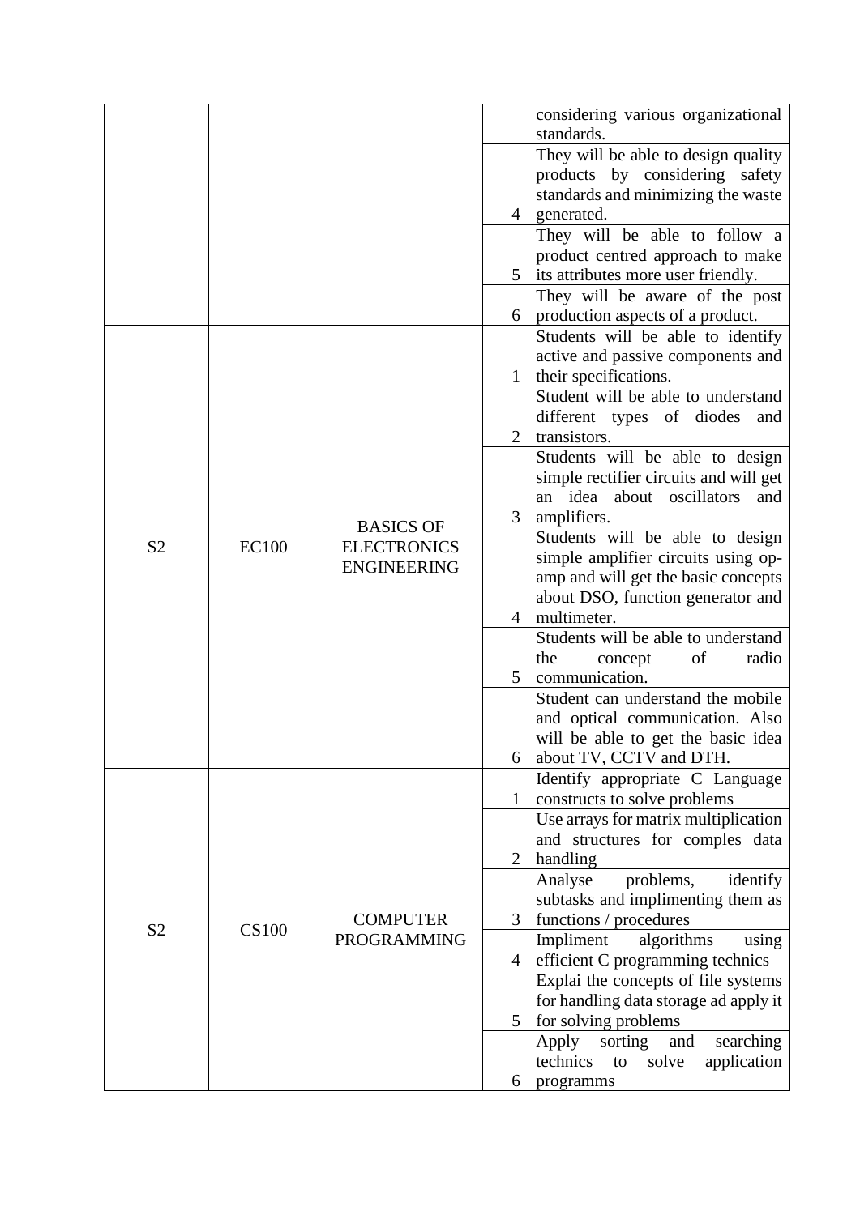| | | | | |
|---|---|---|---|---|
| | | | | considering various organizational standards. |
| | | | 4 | They will be able to design quality products by considering safety standards and minimizing the waste generated. |
| | | | 5 | They will be able to follow a product centred approach to make its attributes more user friendly. |
| | | | 6 | They will be aware of the post production aspects of a product. |
| S2 | EC100 | BASICS OF ELECTRONICS ENGINEERING | 1 | Students will be able to identify active and passive components and their specifications. |
| | | | 2 | Student will be able to understand different types of diodes and transistors. |
| | | | 3 | Students will be able to design simple rectifier circuits and will get an idea about oscillators and amplifiers. |
| | | | 4 | Students will be able to design simple amplifier circuits using op-amp and will get the basic concepts about DSO, function generator and multimeter. |
| | | | 5 | Students will be able to understand the concept of radio communication. |
| | | | 6 | Student can understand the mobile and optical communication. Also will be able to get the basic idea about TV, CCTV and DTH. |
| S2 | CS100 | COMPUTER PROGRAMMING | 1 | Identify appropriate C Language constructs to solve problems |
| | | | 2 | Use arrays for matrix multiplication and structures for comples data handling |
| | | | 3 | Analyse problems, identify subtasks and implimenting them as functions / procedures |
| | | | 4 | Impliment algorithms using efficient C programming technics |
| | | | 5 | Explai the concepts of file systems for handling data storage ad apply it for solving problems |
| | | | 6 | Apply sorting and searching technics to solve application programms |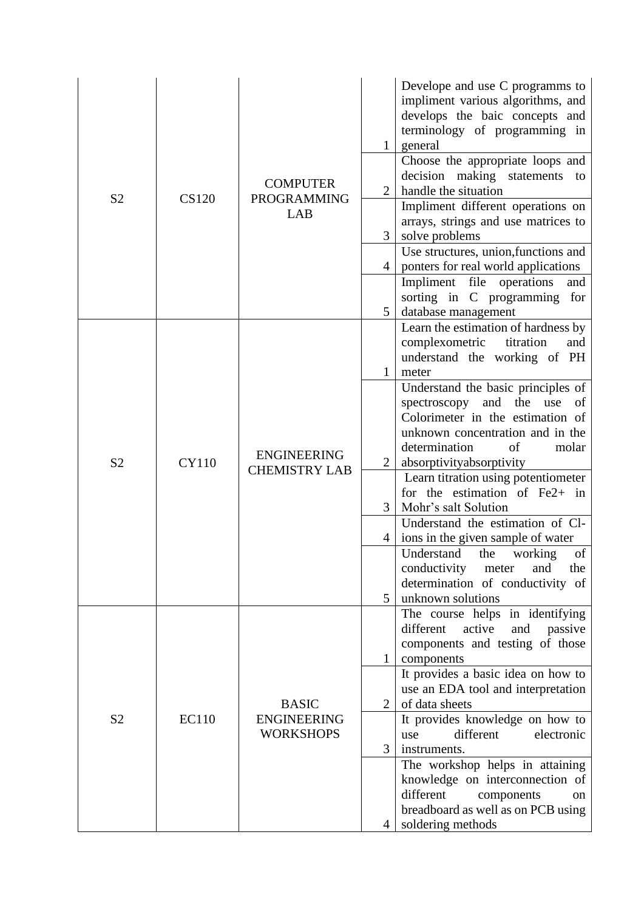| | | | | |
|---|---|---|---|---|
| S2 | CS120 | COMPUTER PROGRAMMING LAB | 1 | Develope and use C programms to impliment various algorithms, and develops the baic concepts and terminology of programming in general |
| | | | 2 | Choose the appropriate loops and decision making statements to handle the situation |
| | | | 3 | Impliment different operations on arrays, strings and use matrices to solve problems |
| | | | 4 | Use structures, union,functions and ponters for real world applications |
| | | | 5 | Impliment file operations and sorting in C programming for database management |
| S2 | CY110 | ENGINEERING CHEMISTRY LAB | 1 | Learn the estimation of hardness by complexometric titration and understand the working of PH meter |
| | | | 2 | Understand the basic principles of spectroscopy and the use of Colorimeter in the estimation of unknown concentration and in the determination of molar absorptivityabsorptivity |
| | | | 3 | Learn titration using potentiometer for the estimation of $Fe^{2+}$ in Mohr's salt Solution |
| | | | 4 | Understand the estimation of $Cl^{-}$ ions in the given sample of water |
| | | | 5 | Understand the working of conductivity meter and the determination of conductivity of unknown solutions |
| S2 | EC110 | BASIC ENGINEERING WORKSHOPS | 1 | The course helps in identifying different active and passive components and testing of those components |
| | | | 2 | It provides a basic idea on how to use an EDA tool and interpretation of data sheets |
| | | | 3 | It provides knowledge on how to use different electronic instruments. |
| | | | 4 | The workshop helps in attaining knowledge on interconnection of different components on breadboard as well as on PCB using soldering methods |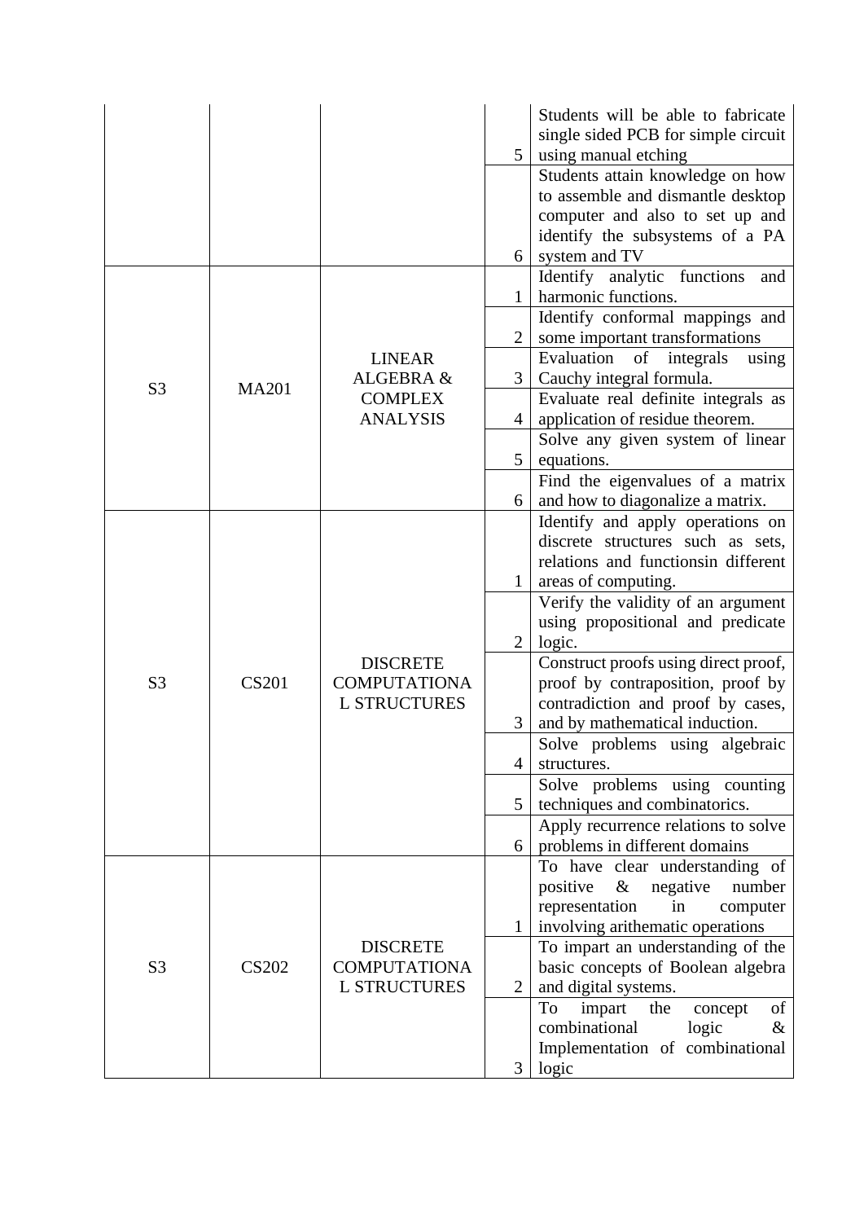| | | | | |
|---|---|---|---|---|
| | | | 5 | Students will be able to fabricate single sided PCB for simple circuit using manual etching |
| | | | 6 | Students attain knowledge on how to assemble and dismantle desktop computer and also to set up and identify the subsystems of a PA system and TV |
| S3 | MA201 | LINEAR ALGEBRA & COMPLEX ANALYSIS | 1 | Identify analytic functions and harmonic functions. |
| | | | 2 | Identify conformal mappings and some important transformations |
| | | | 3 | Evaluation of integrals using Cauchy integral formula. |
| | | | 4 | Evaluate real definite integrals as application of residue theorem. |
| | | | 5 | Solve any given system of linear equations. |
| | | | 6 | Find the eigenvalues of a matrix and how to diagonalize a matrix. |
| S3 | CS201 | DISCRETE COMPUTATIONAL STRUCTURES | 1 | Identify and apply operations on discrete structures such as sets, relations and functionsin different areas of computing. |
| | | | 2 | Verify the validity of an argument using propositional and predicate logic. |
| | | | 3 | Construct proofs using direct proof, proof by contraposition, proof by contradiction and proof by cases, and by mathematical induction. |
| | | | 4 | Solve problems using algebraic structures. |
| | | | 5 | Solve problems using counting techniques and combinatorics. |
| | | | 6 | Apply recurrence relations to solve problems in different domains |
| S3 | CS202 | DISCRETE COMPUTATIONAL STRUCTURES | 1 | To have clear understanding of positive & negative number representation in computer involving arithematic operations |
| | | | 2 | To impart an understanding of the basic concepts of Boolean algebra and digital systems. |
| | | | 3 | To impart the concept of combinational logic & Implementation of combinational logic |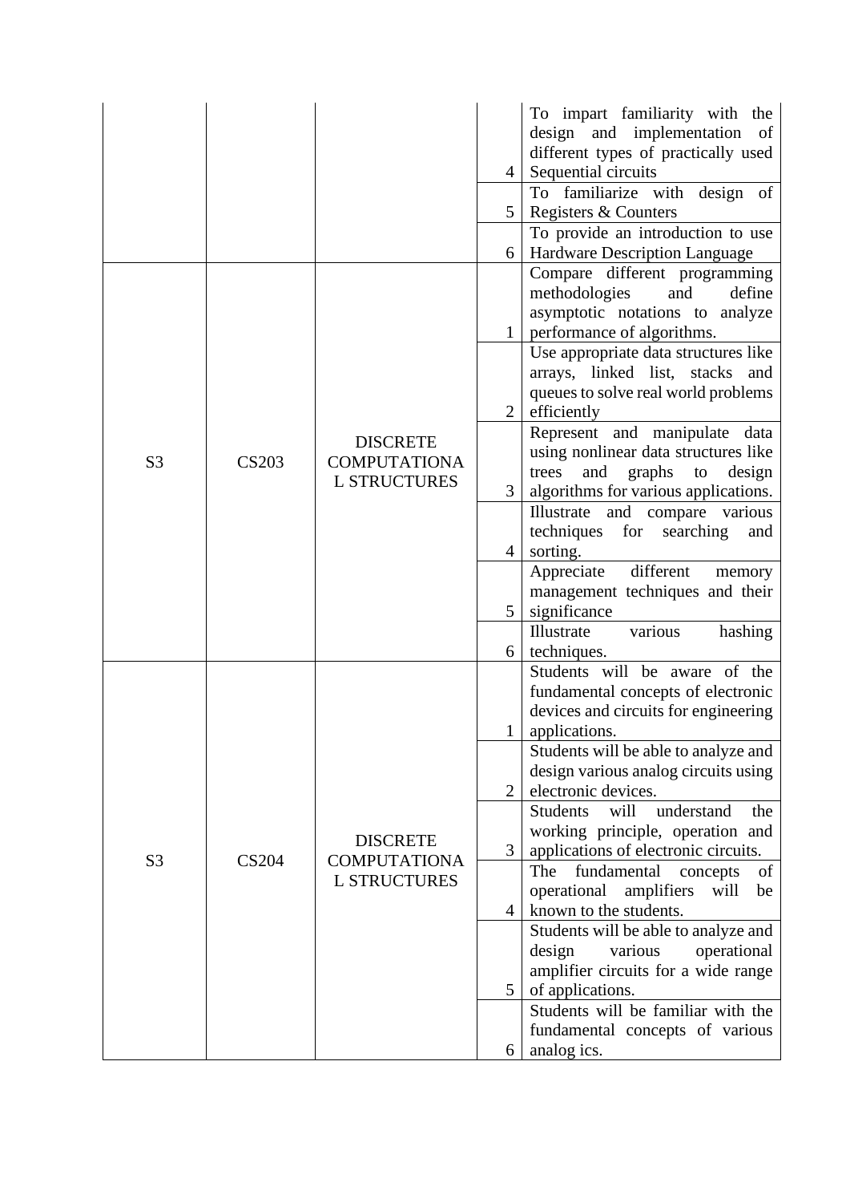| | | | | |
|---|---|---|---|---|
| | | | 4 | To impart familiarity with the design and implementation of different types of practically used Sequential circuits |
| | | | 5 | To familiarize with design of Registers & Counters |
| | | | 6 | To provide an introduction to use Hardware Description Language |
| S3 | CS203 | DISCRETE COMPUTATIONAL STRUCTURES | 1 | Compare different programming methodologies and define asymptotic notations to analyze performance of algorithms. |
| | | | 2 | Use appropriate data structures like arrays, linked list, stacks and queues to solve real world problems efficiently |
| | | | 3 | Represent and manipulate data using nonlinear data structures like trees and graphs to design algorithms for various applications. |
| | | | 4 | Illustrate and compare various techniques for searching and sorting. |
| | | | 5 | Appreciate different memory management techniques and their significance |
| | | | 6 | Illustrate various hashing techniques. |
| S3 | CS204 | DISCRETE COMPUTATIONAL STRUCTURES | 1 | Students will be aware of the fundamental concepts of electronic devices and circuits for engineering applications. |
| | | | 2 | Students will be able to analyze and design various analog circuits using electronic devices. |
| | | | 3 | Students will understand the working principle, operation and applications of electronic circuits. |
| | | | 4 | The fundamental concepts of operational amplifiers will be known to the students. |
| | | | 5 | Students will be able to analyze and design various operational amplifier circuits for a wide range of applications. |
| | | | 6 | Students will be familiar with the fundamental concepts of various analog ics. |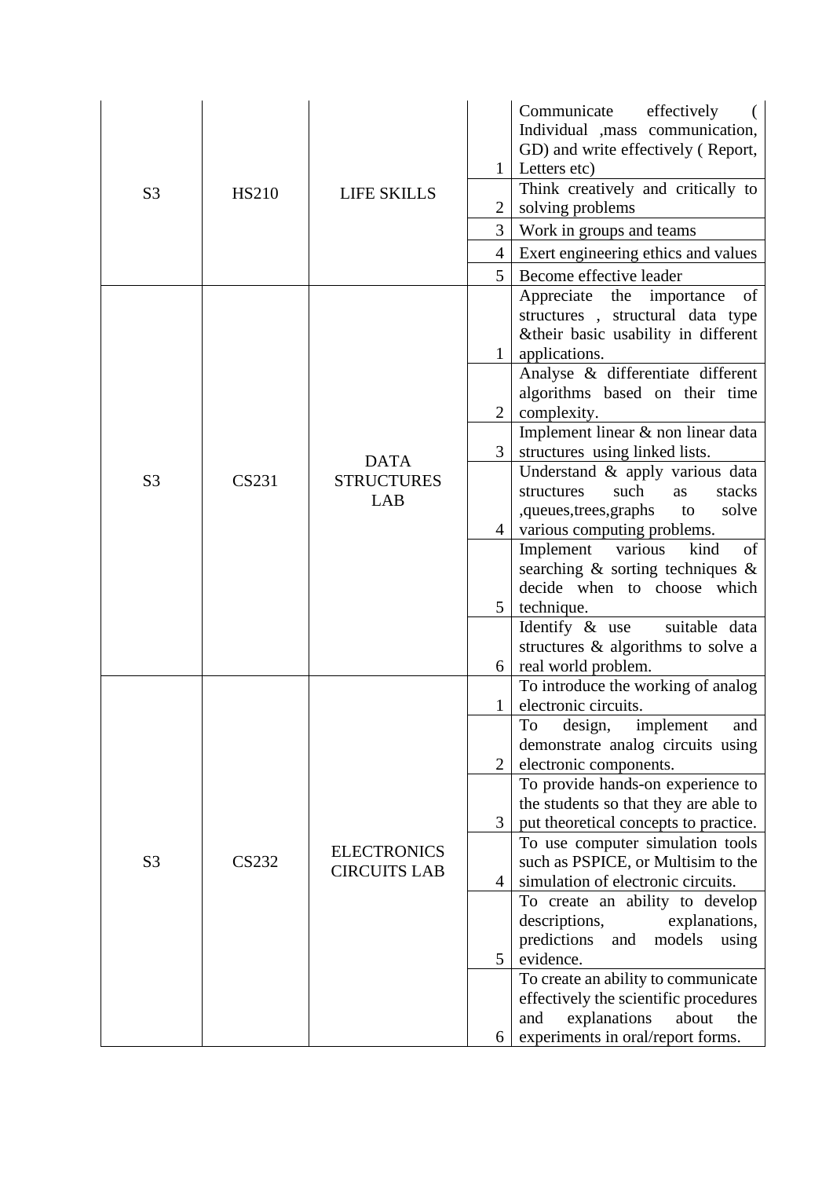| S3 | HS210 | LIFE SKILLS | 1 | Communicate effectively ( Individual ,mass communication, GD) and write effectively ( Report, Letters etc) |
|---|---|---|---|---|
| | | | 2 | Think creatively and critically to solving problems |
| | | | 3 | Work in groups and teams |
| | | | 4 | Exert engineering ethics and values |
| | | | 5 | Become effective leader |
| S3 | CS231 | DATA STRUCTURES LAB | 1 | Appreciate the importance of structures , structural data type &their basic usability in different applications. |
| | | | 2 | Analyse & differentiate different algorithms based on their time complexity. |
| | | | 3 | Implement linear & non linear data structures using linked lists. |
| | | | 4 | Understand & apply various data structures such as stacks ,queues,trees,graphs to solve various computing problems. |
| | | | 5 | Implement various kind of searching & sorting techniques & decide when to choose which technique. |
| | | | 6 | Identify & use suitable data structures & algorithms to solve a real world problem. |
| S3 | CS232 | ELECTRONICS CIRCUITS LAB | 1 | To introduce the working of analog electronic circuits. |
| | | | 2 | To design, implement and demonstrate analog circuits using electronic components. |
| | | | 3 | To provide hands-on experience to the students so that they are able to put theoretical concepts to practice. |
| | | | 4 | To use computer simulation tools such as PSPICE, or Multisim to the simulation of electronic circuits. |
| | | | 5 | To create an ability to develop descriptions, explanations, predictions and models using evidence. |
| | | | 6 | To create an ability to communicate effectively the scientific procedures and explanations about the experiments in oral/report forms. |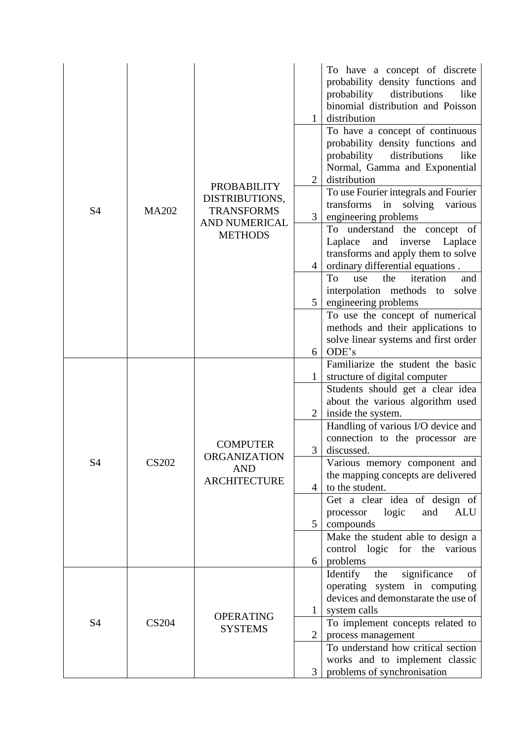| S4 | MA202 | PROBABILITY DISTRIBUTIONS, TRANSFORMS AND NUMERICAL METHODS | 1 | To have a concept of discrete probability density functions and probability distributions like binomial distribution and Poisson distribution |
|---|---|---|---|---|
| | | | 2 | To have a concept of continuous probability density functions and probability distributions like Normal, Gamma and Exponential distribution |
| | | | 3 | To use Fourier integrals and Fourier transforms in solving various engineering problems |
| | | | 4 | To understand the concept of Laplace and inverse Laplace transforms and apply them to solve ordinary differential equations . |
| | | | 5 | To use the iteration and interpolation methods to solve engineering problems |
| | | | 6 | To use the concept of numerical methods and their applications to solve linear systems and first order ODE's |
| S4 | CS202 | COMPUTER ORGANIZATION AND ARCHITECTURE | 1 | Familiarize the student the basic structure of digital computer |
| | | | 2 | Students should get a clear idea about the various algorithm used inside the system. |
| | | | 3 | Handling of various I/O device and connection to the processor are discussed. |
| | | | 4 | Various memory component and the mapping concepts are delivered to the student. |
| | | | 5 | Get a clear idea of design of processor logic and ALU compounds |
| | | | 6 | Make the student able to design a control logic for the various problems |
| S4 | CS204 | OPERATING SYSTEMS | 1 | Identify the significance of operating system in computing devices and demonstarate the use of system calls |
| | | | 2 | To implement concepts related to process management |
| | | | 3 | To understand how critical section works and to implement classic problems of synchronisation |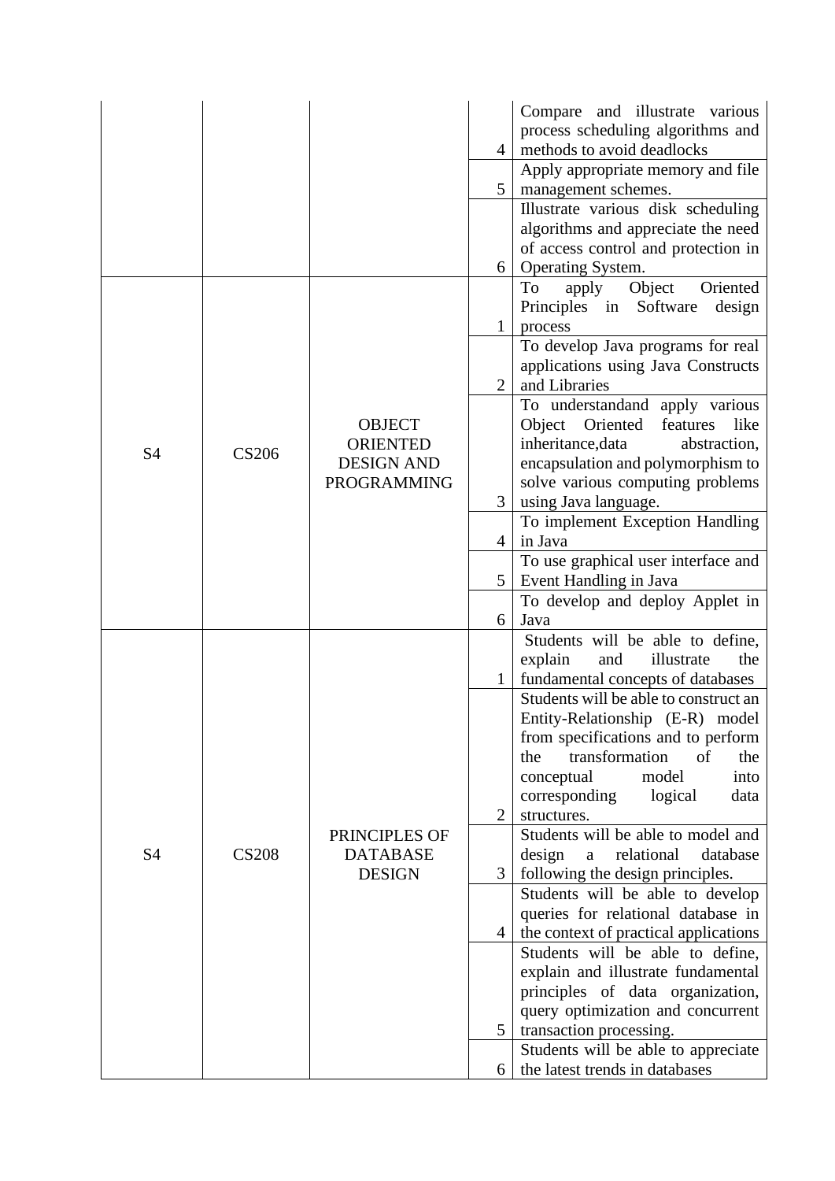| | | | | |
|---|---|---|---|---|
| | | | 4 | Compare and illustrate various process scheduling algorithms and methods to avoid deadlocks |
| | | | 5 | Apply appropriate memory and file management schemes. |
| | | | 6 | Illustrate various disk scheduling algorithms and appreciate the need of access control and protection in Operating System. |
| S4 | CS206 | OBJECT ORIENTED DESIGN AND PROGRAMMING | 1 | To apply Object Oriented Principles in Software design process |
| | | | 2 | To develop Java programs for real applications using Java Constructs and Libraries |
| | | | 3 | To understandand apply various Object Oriented features like inheritance,data abstraction, encapsulation and polymorphism to solve various computing problems using Java language. |
| | | | 4 | To implement Exception Handling in Java |
| | | | 5 | To use graphical user interface and Event Handling in Java |
| | | | 6 | To develop and deploy Applet in Java |
| S4 | CS208 | PRINCIPLES OF DATABASE DESIGN | 1 | Students will be able to define, explain and illustrate the fundamental concepts of databases |
| | | | 2 | Students will be able to construct an Entity-Relationship (E-R) model from specifications and to perform the transformation of the conceptual model into corresponding logical data structures. |
| | | | 3 | Students will be able to model and design a relational database following the design principles. |
| | | | 4 | Students will be able to develop queries for relational database in the context of practical applications |
| | | | 5 | Students will be able to define, explain and illustrate fundamental principles of data organization, query optimization and concurrent transaction processing. |
| | | | 6 | Students will be able to appreciate the latest trends in databases |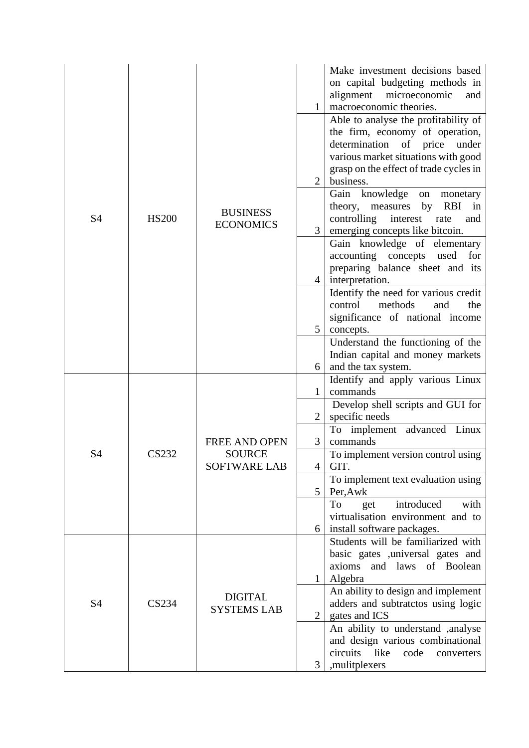| | | | | |
|---|---|---|---|---|
| S4 | HS200 | BUSINESS ECONOMICS | 1 | Make investment decisions based on capital budgeting methods in alignment microeconomic and macroeconomic theories. |
| | | | 2 | Able to analyse the profitability of the firm, economy of operation, determination of price under various market situations with good grasp on the effect of trade cycles in business. |
| | | | 3 | Gain knowledge on monetary theory, measures by RBI in controlling interest rate and emerging concepts like bitcoin. |
| | | | 4 | Gain knowledge of elementary accounting concepts used for preparing balance sheet and its interpretation. |
| | | | 5 | Identify the need for various credit control methods and the significance of national income concepts. |
| | | | 6 | Understand the functioning of the Indian capital and money markets and the tax system. |
| S4 | CS232 | FREE AND OPEN SOURCE SOFTWARE LAB | 1 | Identify and apply various Linux commands |
| | | | 2 | Develop shell scripts and GUI for specific needs |
| | | | 3 | To implement advanced Linux commands |
| | | | 4 | To implement version control using GIT. |
| | | | 5 | To implement text evaluation using Per,Awk |
| | | | 6 | To get introduced with virtualisation environment and to install software packages. |
| S4 | CS234 | DIGITAL SYSTEMS LAB | 1 | Students will be familiarized with basic gates ,universal gates and axioms and laws of Boolean Algebra |
| | | | 2 | An ability to design and implement adders and subtratctos using logic gates and ICS |
| | | | 3 | An ability to understand ,analyse and design various combinational circuits like code converters ,mulitplexers |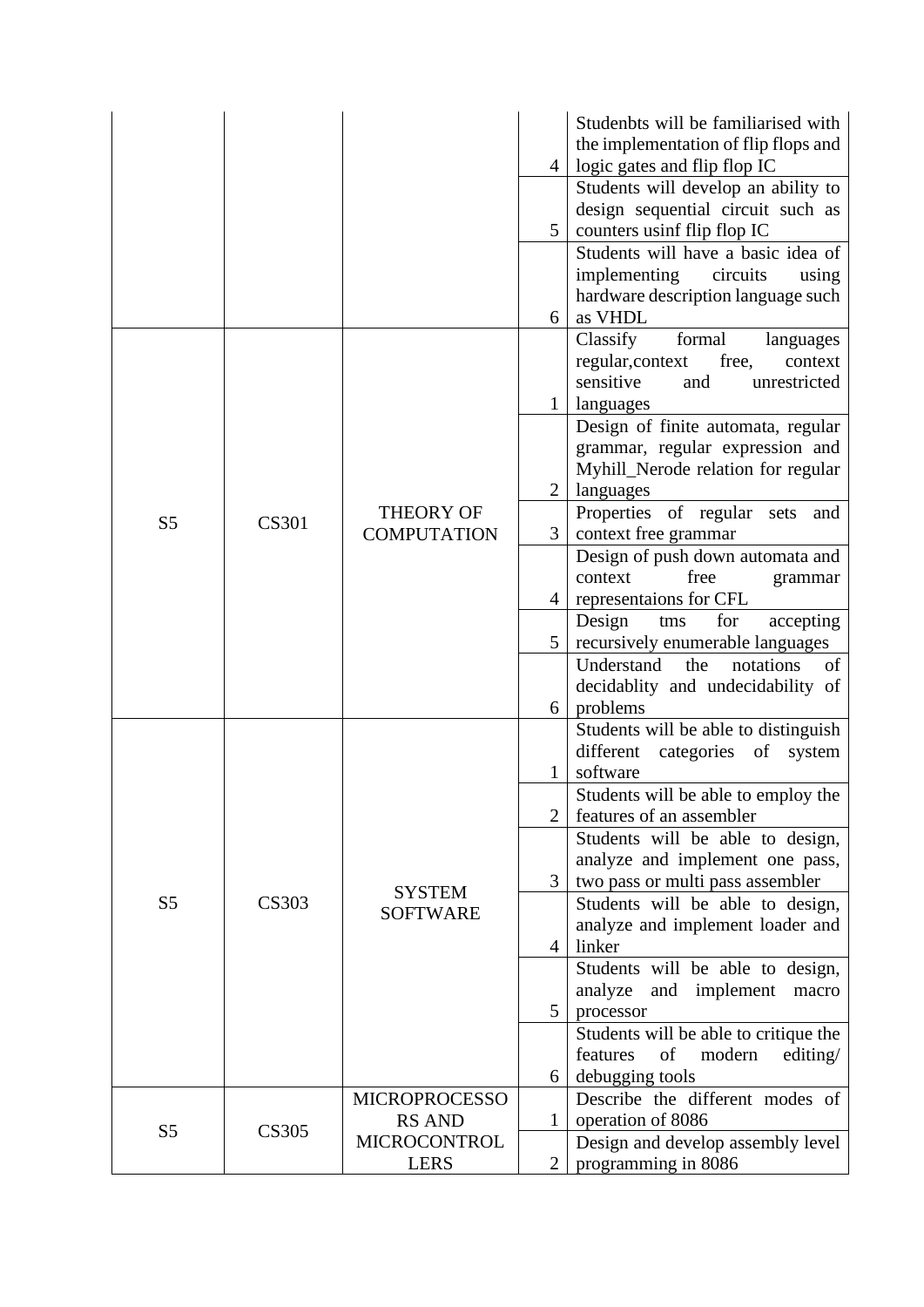| | | | | |
|---|---|---|---|---|
| | | | 4 | Studenbts will be familiarised with the implementation of flip flops and logic gates and flip flop IC |
| | | | 5 | Students will develop an ability to design sequential circuit such as counters usinf flip flop IC |
| | | | 6 | Students will have a basic idea of implementing circuits using hardware description language such as VHDL |
| S5 | CS301 | THEORY OF COMPUTATION | 1 | Classify formal languages regular,context free, context sensitive and unrestricted languages |
| | | | 2 | Design of finite automata, regular grammar, regular expression and Myhill_Nerode relation for regular languages |
| | | | 3 | Properties of regular sets and context free grammar |
| | | | 4 | Design of push down automata and context free grammar representaions for CFL |
| | | | 5 | Design tms for accepting recursively enumerable languages |
| | | | 6 | Understand the notations of decidablity and undecidability of problems |
| S5 | CS303 | SYSTEM SOFTWARE | 1 | Students will be able to distinguish different categories of system software |
| | | | 2 | Students will be able to employ the features of an assembler |
| | | | 3 | Students will be able to design, analyze and implement one pass, two pass or multi pass assembler |
| | | | 4 | Students will be able to design, analyze and implement loader and linker |
| | | | 5 | Students will be able to design, analyze and implement macro processor |
| | | | 6 | Students will be able to critique the features of modern editing/ debugging tools |
| S5 | CS305 | MICROPROCESSORS AND MICROCONTROLLERS | 1 | Describe the different modes of operation of 8086 |
| | | | 2 | Design and develop assembly level programming in 8086 |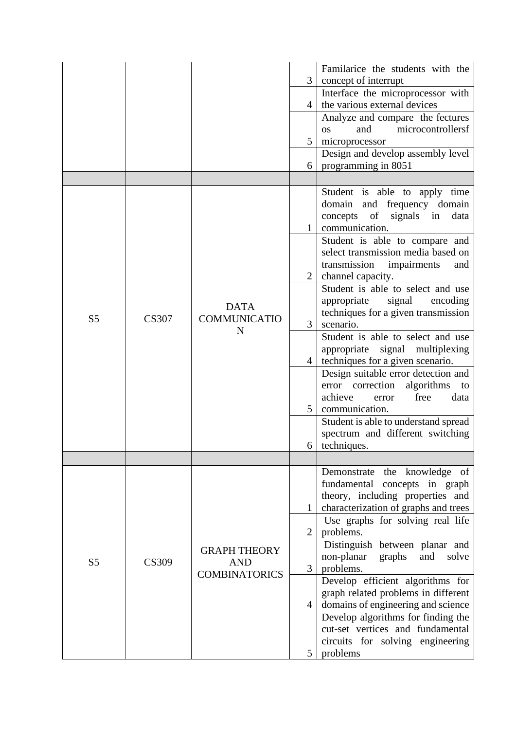| | | | | |
|---|---|---|---|---|
| | | | 3 | Familarice the students with the concept of interrupt |
| | | | 4 | Interface the microprocessor with the various external devices |
| | | | 5 | Analyze and compare the fectures os and microcontrollersf microprocessor |
| | | | 6 | Design and develop assembly level programming in 8051 |
| | | | | |
| S5 | CS307 | DATA COMMUNICATIO N | 1 | Student is able to apply time domain and frequency domain concepts of signals in data communication. |
| | | | 2 | Student is able to compare and select transmission media based on transmission impairments and channel capacity. |
| | | | 3 | Student is able to select and use appropriate signal encoding techniques for a given transmission scenario. |
| | | | 4 | Student is able to select and use appropriate signal multiplexing techniques for a given scenario. |
| | | | 5 | Design suitable error detection and error correction algorithms to achieve error free data communication. |
| | | | 6 | Student is able to understand spread spectrum and different switching techniques. |
| | | | | |
| S5 | CS309 | GRAPH THEORY AND COMBINATORICS | 1 | Demonstrate the knowledge of fundamental concepts in graph theory, including properties and characterization of graphs and trees |
| | | | 2 | Use graphs for solving real life problems. |
| | | | 3 | Distinguish between planar and non-planar graphs and solve problems. |
| | | | 4 | Develop efficient algorithms for graph related problems in different domains of engineering and science |
| | | | 5 | Develop algorithms for finding the cut-set vertices and fundamental circuits for solving engineering problems |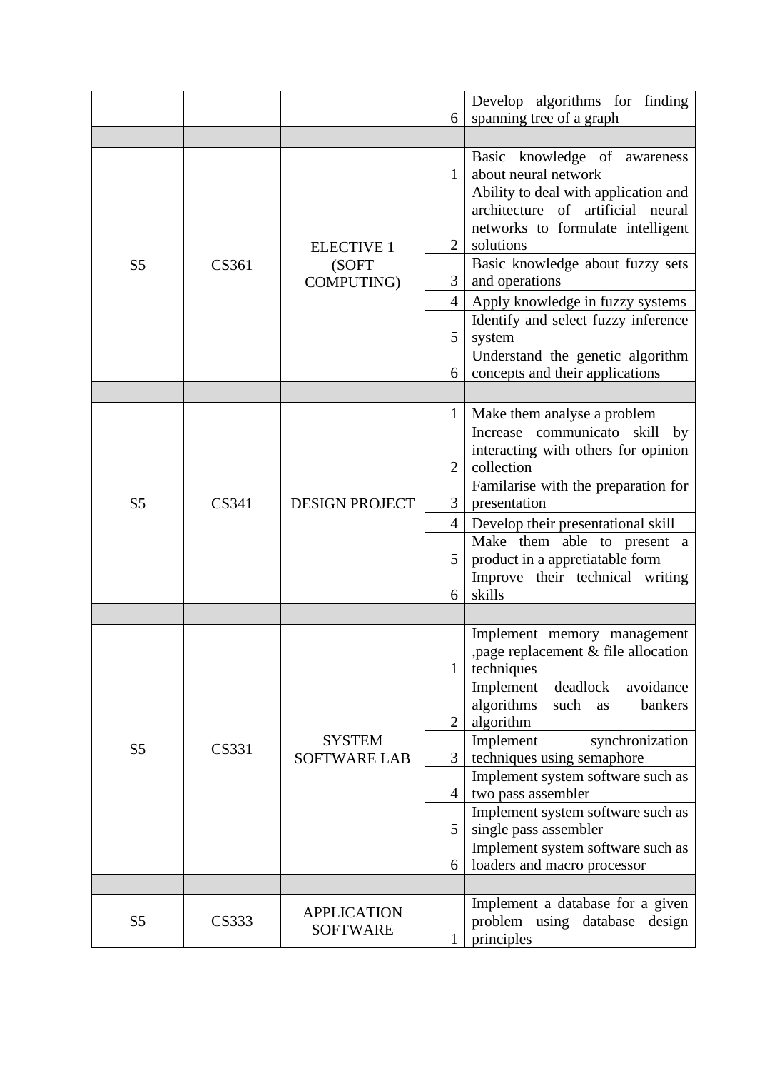| | | | | |
|---|---|---|---|---|
| | | | 6 | Develop algorithms for finding spanning tree of a graph |
| | | | | |
| S5 | CS361 | ELECTIVE 1 (SOFT COMPUTING) | 1 | Basic knowledge of awareness about neural network |
| | | | 2 | Ability to deal with application and architecture of artificial neural networks to formulate intelligent solutions |
| | | | 3 | Basic knowledge about fuzzy sets and operations |
| | | | 4 | Apply knowledge in fuzzy systems |
| | | | 5 | Identify and select fuzzy inference system |
| | | | 6 | Understand the genetic algorithm concepts and their applications |
| | | | | |
| S5 | CS341 | DESIGN PROJECT | 1 | Make them analyse a problem |
| | | | 2 | Increase communicato skill by interacting with others for opinion collection |
| | | | 3 | Familarise with the preparation for presentation |
| | | | 4 | Develop their presentational skill |
| | | | 5 | Make them able to present a product in a appretiatable form |
| | | | 6 | Improve their technical writing skills |
| | | | | |
| S5 | CS331 | SYSTEM SOFTWARE LAB | 1 | Implement memory management ,page replacement & file allocation techniques |
| | | | 2 | Implement deadlock avoidance algorithms such as bankers algorithm |
| | | | 3 | Implement synchronization techniques using semaphore |
| | | | 4 | Implement system software such as two pass assembler |
| | | | 5 | Implement system software such as single pass assembler |
| | | | 6 | Implement system software such as loaders and macro processor |
| | | | | |
| S5 | CS333 | APPLICATION SOFTWARE | 1 | Implement a database for a given problem using database design principles |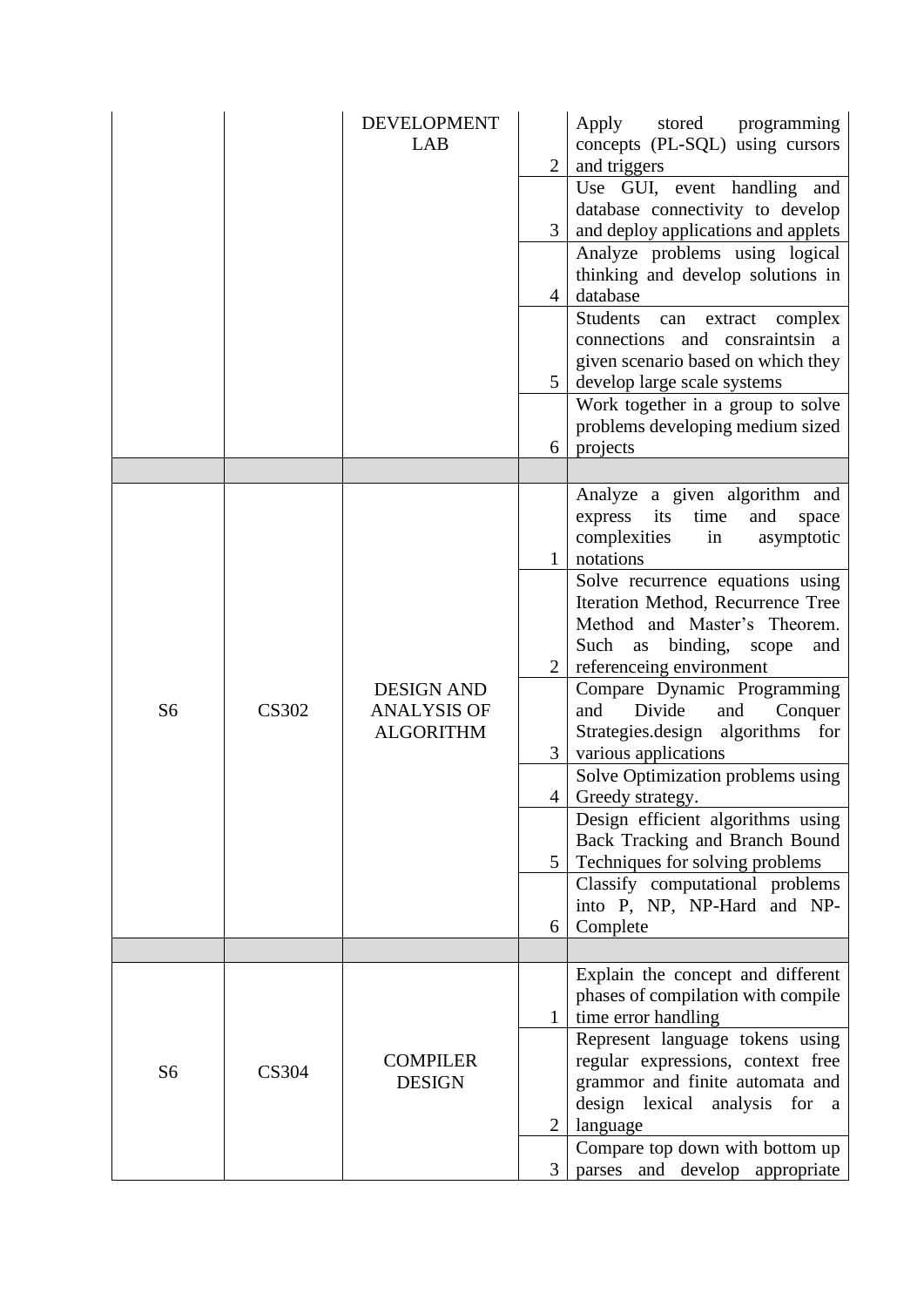| | | | | |
|---|---|---|---|---|
| | | DEVELOPMENT LAB | 2 | Apply stored programming concepts (PL-SQL) using cursors and triggers |
| | | | 3 | Use GUI, event handling and database connectivity to develop and deploy applications and applets |
| | | | 4 | Analyze problems using logical thinking and develop solutions in database |
| | | | 5 | Students can extract complex connections and consraintsin a given scenario based on which they develop large scale systems |
| | | | 6 | Work together in a group to solve problems developing medium sized projects |
| | | | | |
| S6 | CS302 | DESIGN AND ANALYSIS OF ALGORITHM | 1 | Analyze a given algorithm and express its time and space complexities in asymptotic notations |
| | | | 2 | Solve recurrence equations using Iteration Method, Recurrence Tree Method and Master's Theorem. Such as binding, scope and referenceing environment |
| | | | 3 | Compare Dynamic Programming and Divide and Conquer Strategies.design algorithms for various applications |
| | | | 4 | Solve Optimization problems using Greedy strategy. |
| | | | 5 | Design efficient algorithms using Back Tracking and Branch Bound Techniques for solving problems |
| | | | 6 | Classify computational problems into P, NP, NP-Hard and NP-Complete |
| | | | | |
| S6 | CS304 | COMPILER DESIGN | 1 | Explain the concept and different phases of compilation with compile time error handling |
| | | | 2 | Represent language tokens using regular expressions, context free grammor and finite automata and design lexical analysis for a language |
| | | | 3 | Compare top down with bottom up parses and develop appropriate |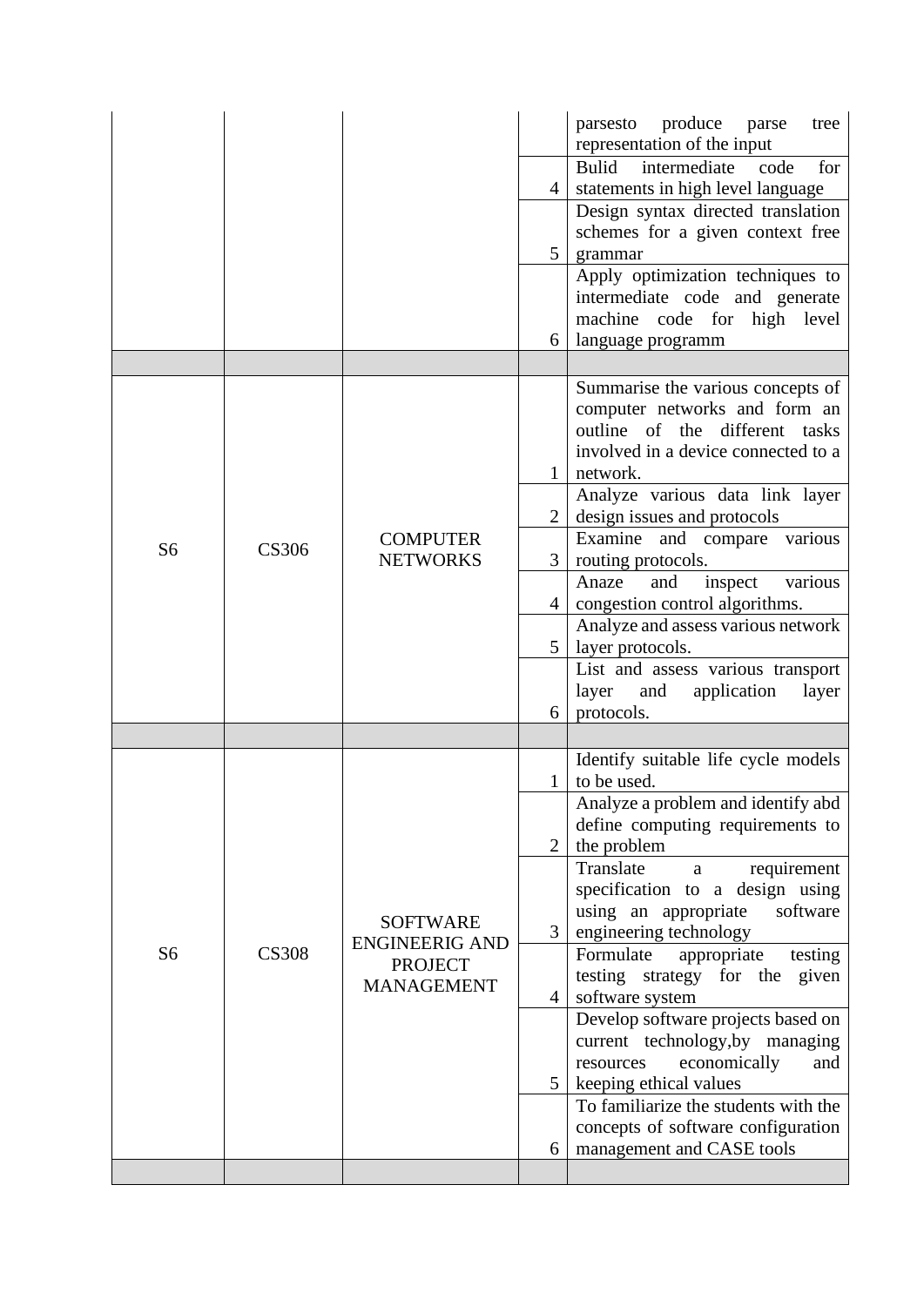| | | | | |
|---|---|---|---|---|
| | | | | parsesto produce parse tree representation of the input |
| | | | 4 | Bulid intermediate code for statements in high level language |
| | | | 5 | Design syntax directed translation schemes for a given context free grammar |
| | | | 6 | Apply optimization techniques to intermediate code and generate machine code for high level language programm |
| | | | | |
| S6 | CS306 | COMPUTER NETWORKS | 1 | Summarise the various concepts of computer networks and form an outline of the different tasks involved in a device connected to a network. |
| | | | 2 | Analyze various data link layer design issues and protocols |
| | | | 3 | Examine and compare various routing protocols. |
| | | | 4 | Anaze and inspect various congestion control algorithms. |
| | | | 5 | Analyze and assess various network layer protocols. |
| | | | 6 | List and assess various transport layer and application layer protocols. |
| | | | | |
| S6 | CS308 | SOFTWARE ENGINEERIG AND PROJECT MANAGEMENT | 1 | Identify suitable life cycle models to be used. |
| | | | 2 | Analyze a problem and identify abd define computing requirements to the problem |
| | | | 3 | Translate a requirement specification to a design using using an appropriate software engineering technology |
| | | | 4 | Formulate appropriate testing testing strategy for the given software system |
| | | | 5 | Develop software projects based on current technology,by managing resources economically and keeping ethical values |
| | | | 6 | To familiarize the students with the concepts of software configuration management and CASE tools |
| | | | | |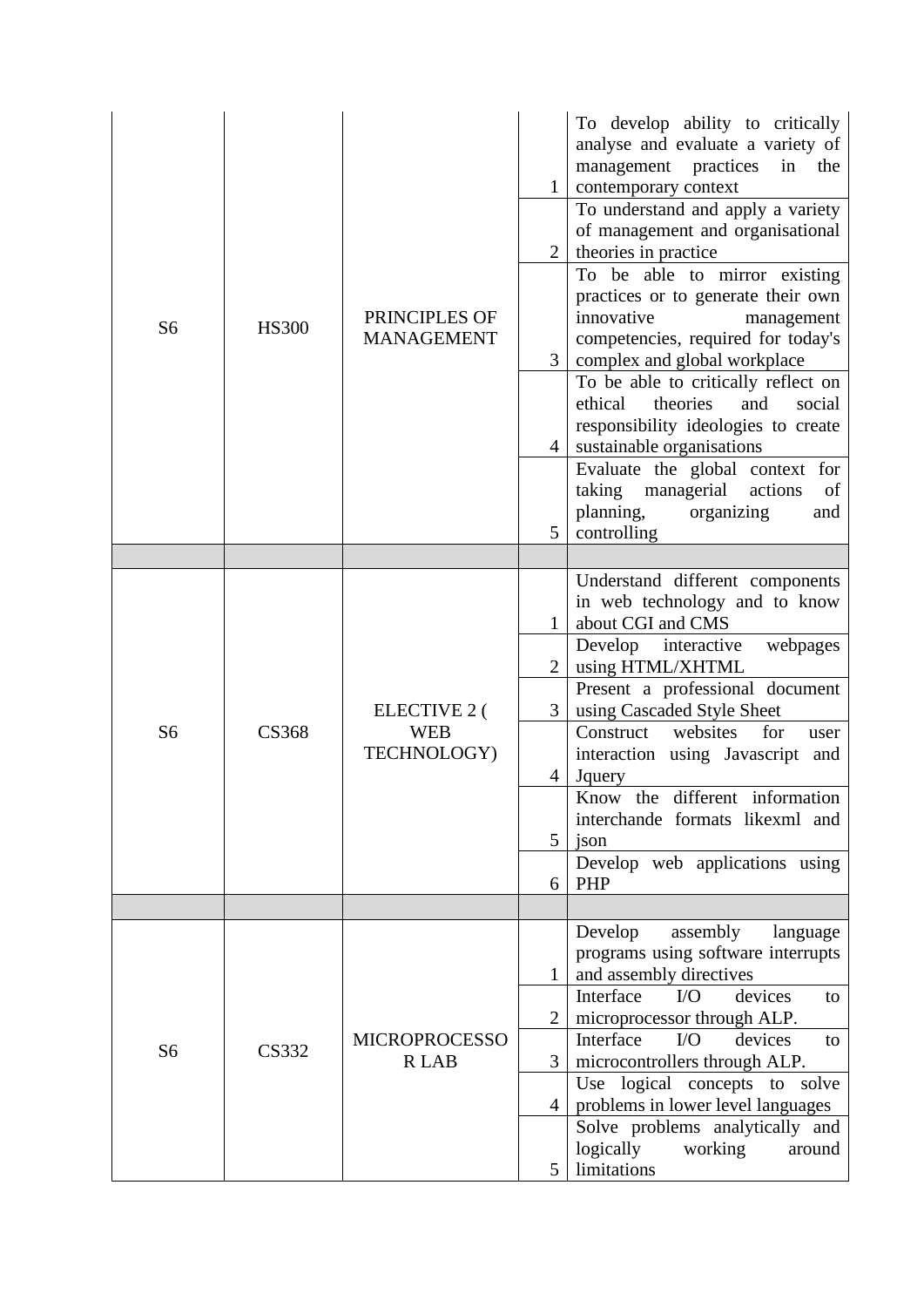| | | | | |
|---|---|---|---|---|
| S6 | HS300 | PRINCIPLES OF MANAGEMENT | 1 | To develop ability to critically analyse and evaluate a variety of management practices in the contemporary context |
| | | | 2 | To understand and apply a variety of management and organisational theories in practice |
| | | | 3 | To be able to mirror existing practices or to generate their own innovative management competencies, required for today's complex and global workplace |
| | | | 4 | To be able to critically reflect on ethical theories and social responsibility ideologies to create sustainable organisations |
| | | | 5 | Evaluate the global context for taking managerial actions of planning, organizing and controlling |
| | | | | |
| S6 | CS368 | ELECTIVE 2 ( WEB TECHNOLOGY) | 1 | Understand different components in web technology and to know about CGI and CMS |
| | | | 2 | Develop interactive webpages using HTML/XHTML |
| | | | 3 | Present a professional document using Cascaded Style Sheet |
| | | | 4 | Construct websites for user interaction using Javascript and Jquery |
| | | | 5 | Know the different information interchande formats likexml and json |
| | | | 6 | Develop web applications using PHP |
| | | | | |
| S6 | CS332 | MICROPROCESSOR LAB | 1 | Develop assembly language programs using software interrupts and assembly directives |
| | | | 2 | Interface I/O devices to microprocessor through ALP. |
| | | | 3 | Interface I/O devices to microcontrollers through ALP. |
| | | | 4 | Use logical concepts to solve problems in lower level languages |
| | | | 5 | Solve problems analytically and logically working around limitations |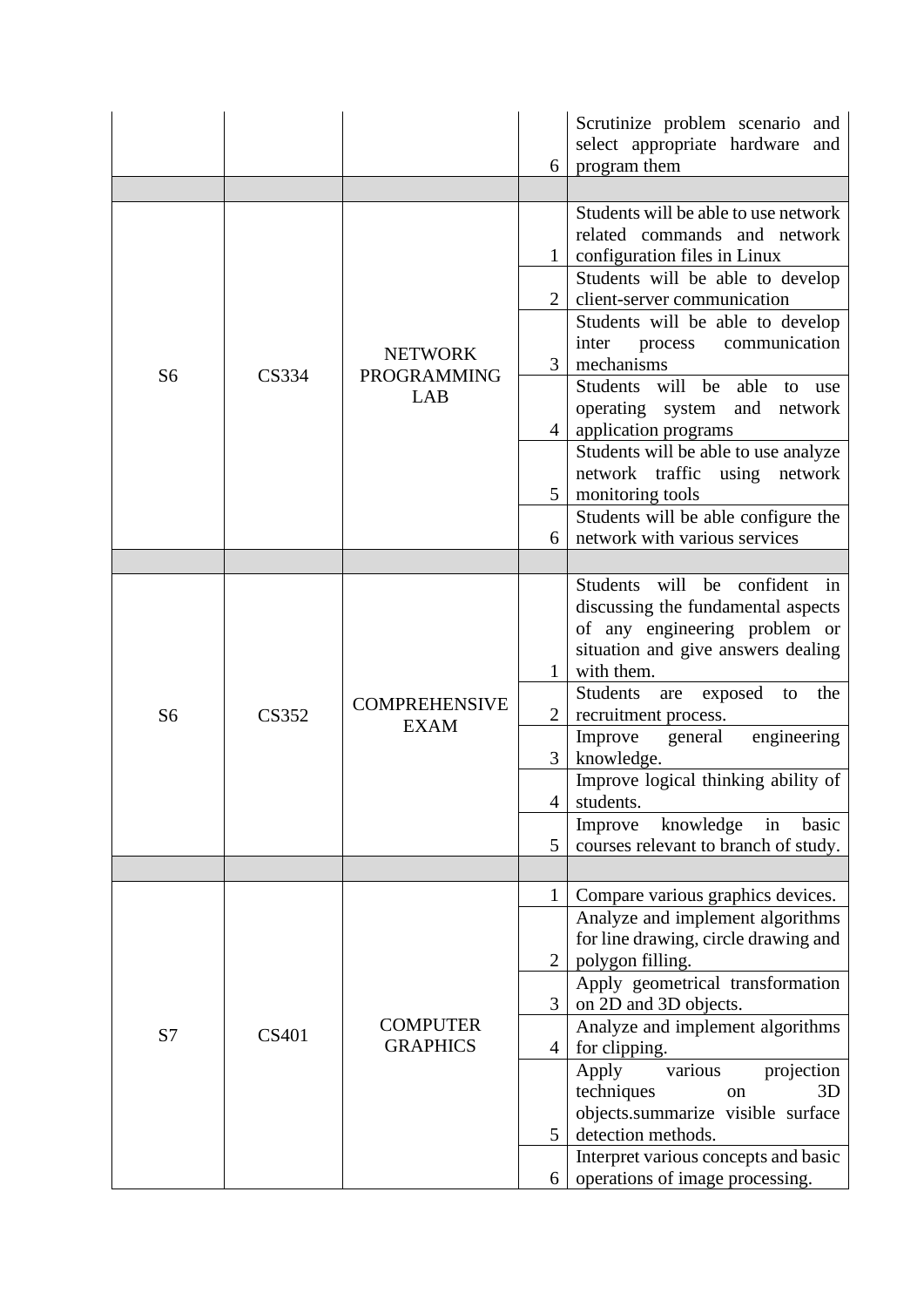| | | | | |
|---|---|---|---|---|
| | | | 6 | Scrutinize problem scenario and select appropriate hardware and program them |
| | | | | |
| S6 | CS334 | NETWORK PROGRAMMING LAB | 1 | Students will be able to use network related commands and network configuration files in Linux |
| | | | 2 | Students will be able to develop client-server communication |
| | | | 3 | Students will be able to develop inter process communication mechanisms |
| | | | 4 | Students will be able to use operating system and network application programs |
| | | | 5 | Students will be able to use analyze network traffic using network monitoring tools |
| | | | 6 | Students will be able configure the network with various services |
| | | | | |
| S6 | CS352 | COMPREHENSIVE EXAM | 1 | Students will be confident in discussing the fundamental aspects of any engineering problem or situation and give answers dealing with them. |
| | | | 2 | Students are exposed to the recruitment process. |
| | | | 3 | Improve general engineering knowledge. |
| | | | 4 | Improve logical thinking ability of students. |
| | | | 5 | Improve knowledge in basic courses relevant to branch of study. |
| | | | | |
| S7 | CS401 | COMPUTER GRAPHICS | 1 | Compare various graphics devices. |
| | | | 2 | Analyze and implement algorithms for line drawing, circle drawing and polygon filling. |
| | | | 3 | Apply geometrical transformation on 2D and 3D objects. |
| | | | 4 | Analyze and implement algorithms for clipping. |
| | | | 5 | Apply various projection techniques on 3D objects.summarize visible surface detection methods. |
| | | | 6 | Interpret various concepts and basic operations of image processing. |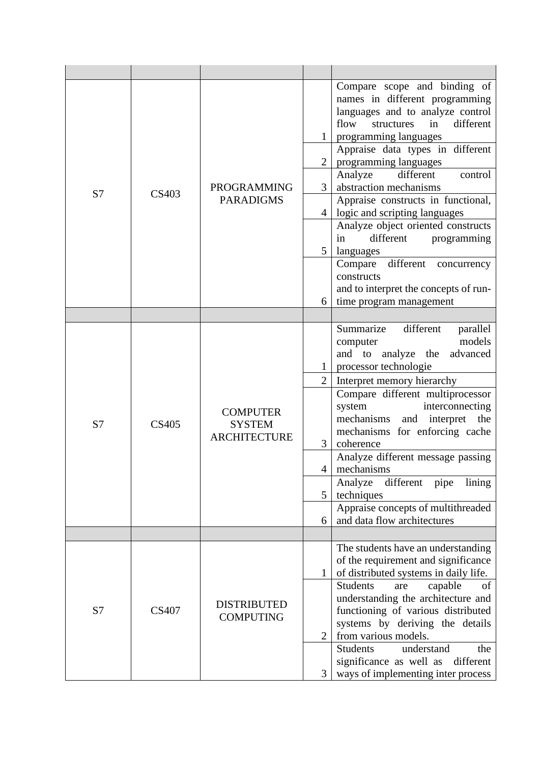| | | | | |
|---|---|---|---|---|
| S7 | CS403 | PROGRAMMING PARADIGMS | 1 | Compare scope and binding of names in different programming languages and to analyze control flow structures in different programming languages |
| | | | 2 | Appraise data types in different programming languages |
| | | | 3 | Analyze different control abstraction mechanisms |
| | | | 4 | Appraise constructs in functional, logic and scripting languages |
| | | | 5 | Analyze object oriented constructs in different programming languages |
| | | | 6 | Compare different concurrency constructs and to interpret the concepts of run-time program management |
| | | | | |
| S7 | CS405 | COMPUTER SYSTEM ARCHITECTURE | 1 | Summarize different parallel computer models and to analyze the advanced processor technologie |
| | | | 2 | Interpret memory hierarchy |
| | | | 3 | Compare different multiprocessor system interconnecting mechanisms and interpret the mechanisms for enforcing cache coherence |
| | | | 4 | Analyze different message passing mechanisms |
| | | | 5 | Analyze different pipe lining techniques |
| | | | 6 | Appraise concepts of multithreaded and data flow architectures |
| | | | | |
| S7 | CS407 | DISTRIBUTED COMPUTING | 1 | The students have an understanding of the requirement and significance of distributed systems in daily life. |
| | | | 2 | Students are capable of understanding the architecture and functioning of various distributed systems by deriving the details from various models. |
| | | | 3 | Students understand the significance as well as different ways of implementing inter process |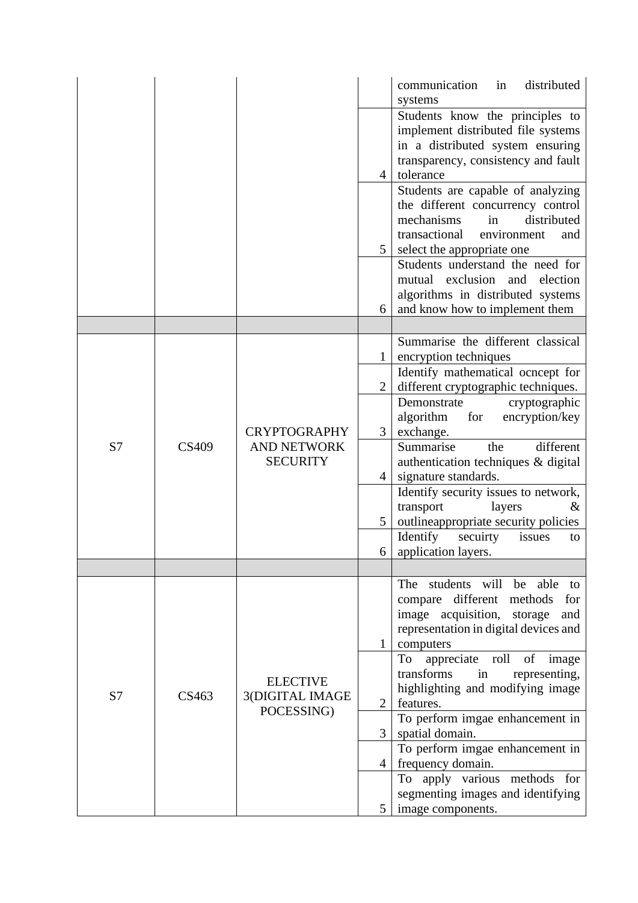| | | | | |
|---|---|---|---|---|
| | | | | communication in distributed systems |
| | | | 4 | Students know the principles to implement distributed file systems in a distributed system ensuring transparency, consistency and fault tolerance |
| | | | 5 | Students are capable of analyzing the different concurrency control mechanisms in distributed transactional environment and select the appropriate one |
| | | | 6 | Students understand the need for mutual exclusion and election algorithms in distributed systems and know how to implement them |
| | | | | |
| S7 | CS409 | CRYPTOGRAPHY AND NETWORK SECURITY | 1 | Summarise the different classical encryption techniques |
| | | | 2 | Identify mathematical ocncept for different cryptographic techniques. |
| | | | 3 | Demonstrate cryptographic algorithm for encryption/key exchange. |
| | | | 4 | Summarise the different authentication techniques & digital signature standards. |
| | | | 5 | Identify security issues to network, transport layers & outlineappropriate security policies |
| | | | 6 | Identify secuirty issues to application layers. |
| | | | | |
| S7 | CS463 | ELECTIVE 3(DIGITAL IMAGE POCESSING) | 1 | The students will be able to compare different methods for image acquisition, storage and representation in digital devices and computers |
| | | | 2 | To appreciate roll of image transforms in representing, highlighting and modifying image features. |
| | | | 3 | To perform imgae enhancement in spatial domain. |
| | | | 4 | To perform imgae enhancement in frequency domain. |
| | | | 5 | To apply various methods for segmenting images and identifying image components. |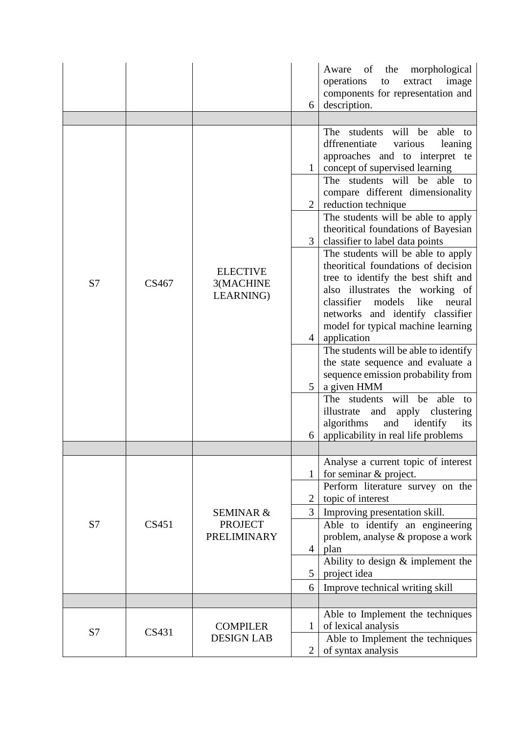| | | | | |
|---|---|---|---|---|
| | | | 6 | Aware of the morphological operations to extract image components for representation and description. |
| | | | | |
| S7 | CS467 | ELECTIVE 3(MACHINE LEARNING) | 1 | The students will be able to dffrenentiate various leaning approaches and to interpret te concept of supervised learning |
| | | | 2 | The students will be able to compare different dimensionality reduction technique |
| | | | 3 | The students will be able to apply theoritical foundations of Bayesian classifier to label data points |
| | | | 4 | The students will be able to apply theoritical foundations of decision tree to identify the best shift and also illustrates the working of classifier models like neural networks and identify classifier model for typical machine learning application |
| | | | 5 | The students will be able to identify the state sequence and evaluate a sequence emission probability from a given HMM |
| | | | 6 | The students will be able to illustrate and apply clustering algorithms and identify its applicability in real life problems |
| | | | | |
| S7 | CS451 | SEMINAR & PROJECT PRELIMINARY | 1 | Analyse a current topic of interest for seminar & project. |
| | | | 2 | Perform literature survey on the topic of interest |
| | | | 3 | Improving presentation skill. |
| | | | 4 | Able to identify an engineering problem, analyse & propose a work plan |
| | | | 5 | Ability to design & implement the project idea |
| | | | 6 | Improve technical writing skill |
| | | | | |
| S7 | CS431 | COMPILER DESIGN LAB | 1 | Able to Implement the techniques of lexical analysis |
| | | | 2 | Able to Implement the techniques of syntax analysis |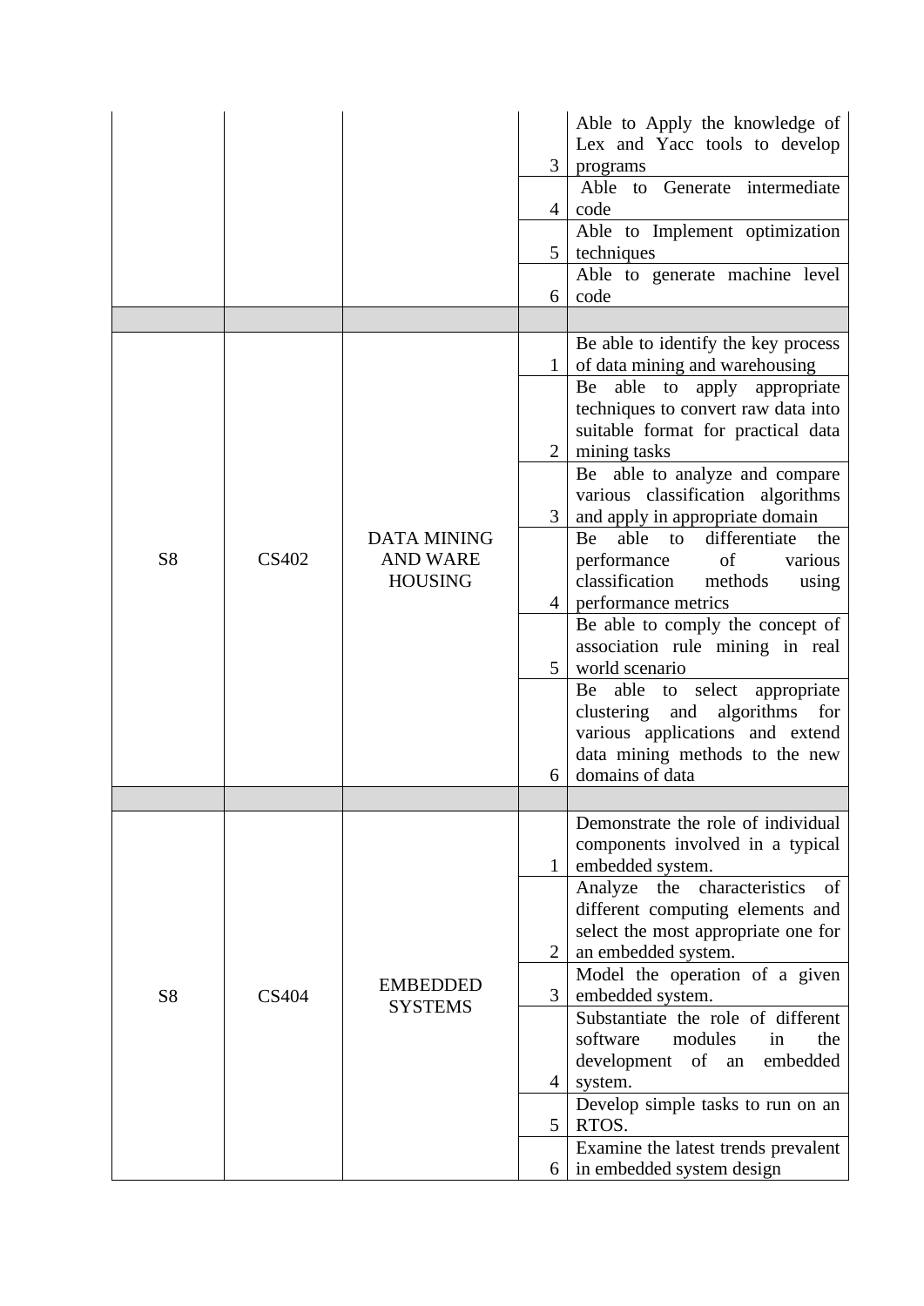| | | | | |
|---|---|---|---|---|
| | | | 3 | Able to Apply the knowledge of Lex and Yacc tools to develop programs |
| | | | 4 | Able to Generate intermediate code |
| | | | 5 | Able to Implement optimization techniques |
| | | | 6 | Able to generate machine level code |
| | | | | |
| S8 | CS402 | DATA MINING AND WARE HOUSING | 1 | Be able to identify the key process of data mining and warehousing |
| | | | 2 | Be able to apply appropriate techniques to convert raw data into suitable format for practical data mining tasks |
| | | | 3 | Be able to analyze and compare various classification algorithms and apply in appropriate domain |
| | | | 4 | Be able to differentiate the performance of various classification methods using performance metrics |
| | | | 5 | Be able to comply the concept of association rule mining in real world scenario |
| | | | 6 | Be able to select appropriate clustering and algorithms for various applications and extend data mining methods to the new domains of data |
| | | | | |
| S8 | CS404 | EMBEDDED SYSTEMS | 1 | Demonstrate the role of individual components involved in a typical embedded system. |
| | | | 2 | Analyze the characteristics of different computing elements and select the most appropriate one for an embedded system. |
| | | | 3 | Model the operation of a given embedded system. |
| | | | 4 | Substantiate the role of different software modules in the development of an embedded system. |
| | | | 5 | Develop simple tasks to run on an RTOS. |
| | | | 6 | Examine the latest trends prevalent in embedded system design |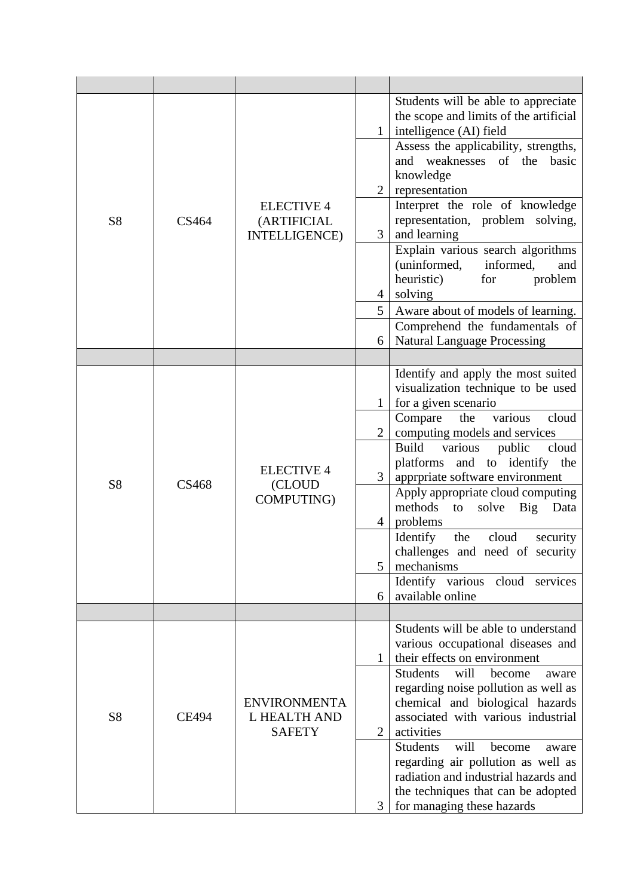| | | | | |
|---|---|---|---|---|
| S8 | CS464 | ELECTIVE 4 (ARTIFICIAL INTELLIGENCE) | 1 | Students will be able to appreciate the scope and limits of the artificial intelligence (AI) field |
| | | | 2 | Assess the applicability, strengths, and weaknesses of the basic knowledge representation |
| | | | 3 | Interpret the role of knowledge representation, problem solving, and learning |
| | | | 4 | Explain various search algorithms (uninformed, informed, and heuristic) for problem solving |
| | | | 5 | Aware about of models of learning. |
| | | | 6 | Comprehend the fundamentals of Natural Language Processing |
| | | | | |
| S8 | CS468 | ELECTIVE 4 (CLOUD COMPUTING) | 1 | Identify and apply the most suited visualization technique to be used for a given scenario |
| | | | 2 | Compare the various cloud computing models and services |
| | | | 3 | Build various public cloud platforms and to identify the apprpriate software environment |
| | | | 4 | Apply appropriate cloud computing methods to solve Big Data problems |
| | | | 5 | Identify the cloud security challenges and need of security mechanisms |
| | | | 6 | Identify various cloud services available online |
| | | | | |
| S8 | CE494 | ENVIRONMENTAL HEALTH AND SAFETY | 1 | Students will be able to understand various occupational diseases and their effects on environment |
| | | | 2 | Students will become aware regarding noise pollution as well as chemical and biological hazards associated with various industrial activities |
| | | | 3 | Students will become aware regarding air pollution as well as radiation and industrial hazards and the techniques that can be adopted for managing these hazards |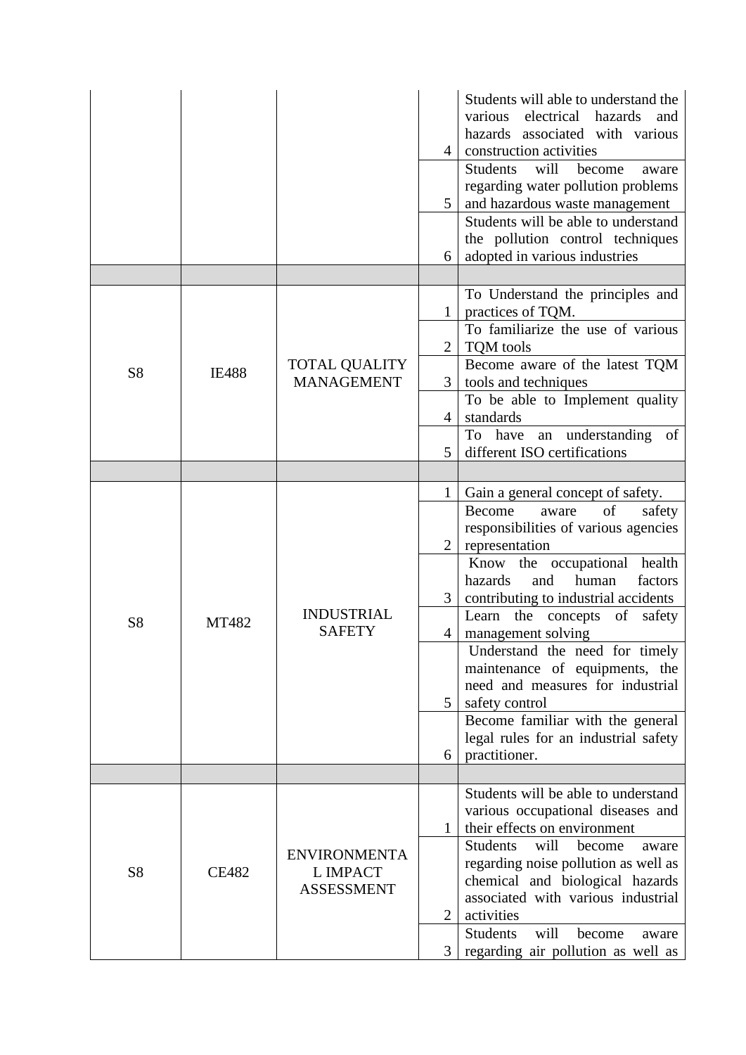| | | | | |
|---|---|---|---|---|
| | | | 4 | Students will able to understand the various electrical hazards and hazards associated with various construction activities |
| | | | 5 | Students will become aware regarding water pollution problems and hazardous waste management |
| | | | 6 | Students will be able to understand the pollution control techniques adopted in various industries |
| | | | | |
| S8 | IE488 | TOTAL QUALITY MANAGEMENT | 1 | To Understand the principles and practices of TQM. |
| | | | 2 | To familiarize the use of various TQM tools |
| | | | 3 | Become aware of the latest TQM tools and techniques |
| | | | 4 | To be able to Implement quality standards |
| | | | 5 | To have an understanding of different ISO certifications |
| | | | | |
| S8 | MT482 | INDUSTRIAL SAFETY | 1 | Gain a general concept of safety. |
| | | | 2 | Become aware of safety responsibilities of various agencies representation |
| | | | 3 | Know the occupational health hazards and human factors contributing to industrial accidents |
| | | | 4 | Learn the concepts of safety management solving |
| | | | 5 | Understand the need for timely maintenance of equipments, the need and measures for industrial safety control |
| | | | 6 | Become familiar with the general legal rules for an industrial safety practitioner. |
| | | | | |
| S8 | CE482 | ENVIRONMENTAL IMPACT ASSESSMENT | 1 | Students will be able to understand various occupational diseases and their effects on environment |
| | | | 2 | Students will become aware regarding noise pollution as well as chemical and biological hazards associated with various industrial activities |
| | | | 3 | Students will become aware regarding air pollution as well as |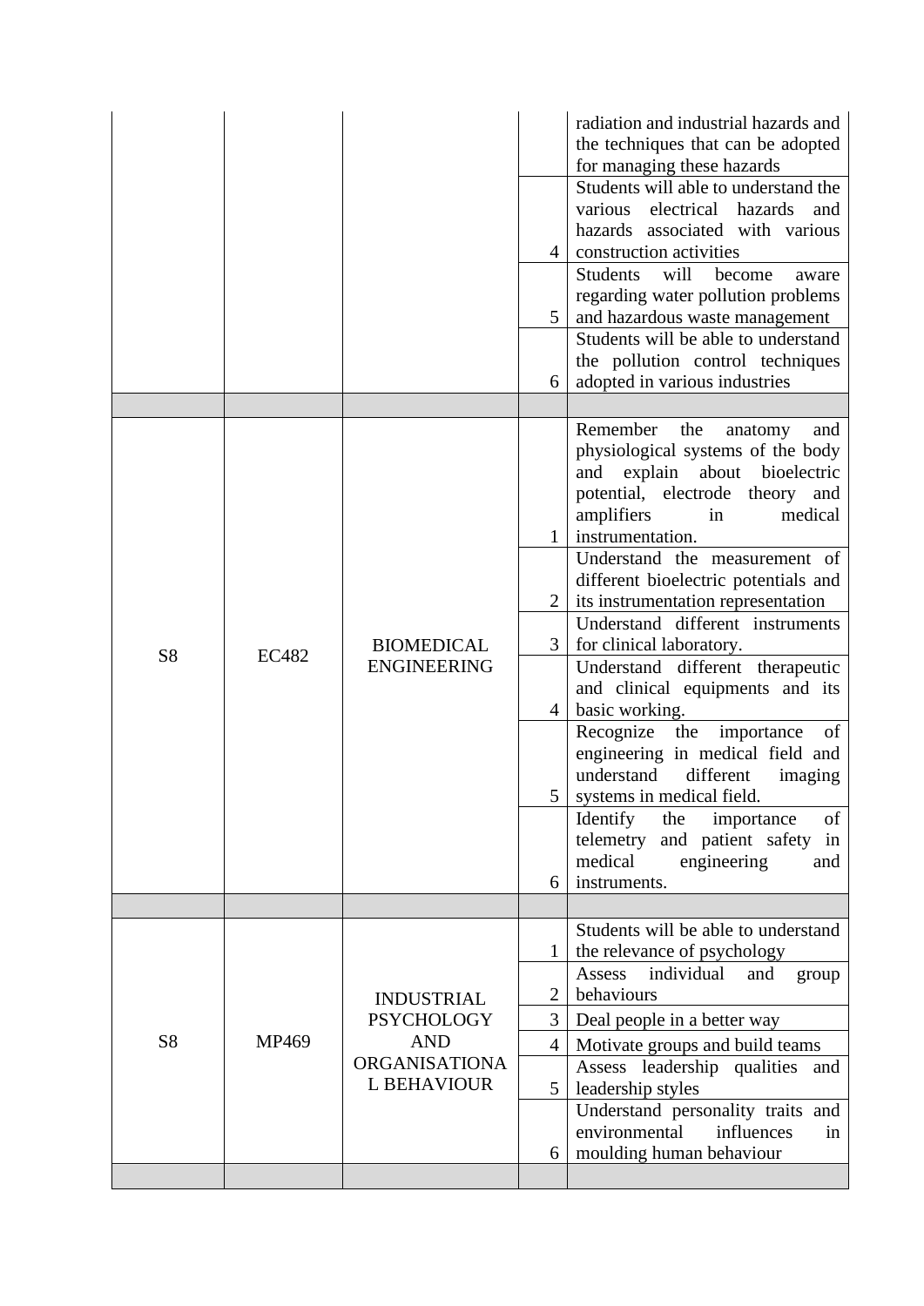| | | | | |
|---|---|---|---|---|
| | | | | radiation and industrial hazards and the techniques that can be adopted for managing these hazards |
| | | | 4 | Students will able to understand the various electrical hazards and hazards associated with various construction activities |
| | | | 5 | Students will become aware regarding water pollution problems and hazardous waste management |
| | | | 6 | Students will be able to understand the pollution control techniques adopted in various industries |
| | | | | |
| S8 | EC482 | BIOMEDICAL ENGINEERING | 1 | Remember the anatomy and physiological systems of the body and explain about bioelectric potential, electrode theory and amplifiers in medical instrumentation. |
| | | | 2 | Understand the measurement of different bioelectric potentials and its instrumentation representation |
| | | | 3 | Understand different instruments for clinical laboratory. |
| | | | 4 | Understand different therapeutic and clinical equipments and its basic working. |
| | | | 5 | Recognize the importance of engineering in medical field and understand different imaging systems in medical field. |
| | | | 6 | Identify the importance of telemetry and patient safety in medical engineering and instruments. |
| | | | | |
| S8 | MP469 | INDUSTRIAL PSYCHOLOGY AND ORGANISATIONAL BEHAVIOUR | 1 | Students will be able to understand the relevance of psychology |
| | | | 2 | Assess individual and group behaviours |
| | | | 3 | Deal people in a better way |
| | | | 4 | Motivate groups and build teams |
| | | | 5 | Assess leadership qualities and leadership styles |
| | | | 6 | Understand personality traits and environmental influences in moulding human behaviour |
| | | | | |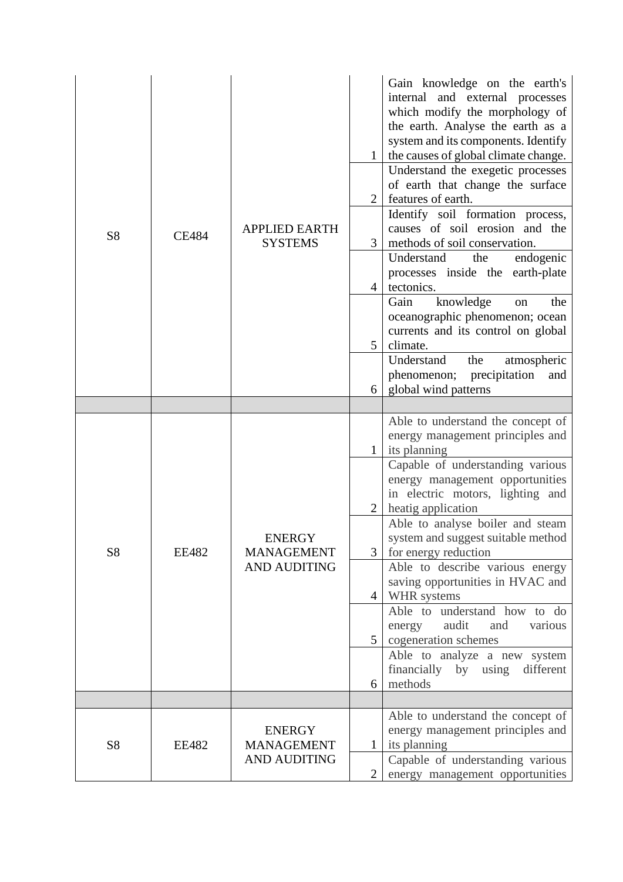| | | | | |
|---|---|---|---|---|
| S8 | CE484 | APPLIED EARTH SYSTEMS | 1 | Gain knowledge on the earth's internal and external processes which modify the morphology of the earth. Analyse the earth as a system and its components. Identify the causes of global climate change. |
| | | | 2 | Understand the exegetic processes of earth that change the surface features of earth. |
| | | | 3 | Identify soil formation process, causes of soil erosion and the methods of soil conservation. |
| | | | 4 | Understand the endogenic processes inside the earth-plate tectonics. |
| | | | 5 | Gain knowledge on the oceanographic phenomenon; ocean currents and its control on global climate. |
| | | | 6 | Understand the atmospheric phenomenon; precipitation and global wind patterns |
| | | | | |
| S8 | EE482 | ENERGY MANAGEMENT AND AUDITING | 1 | Able to understand the concept of energy management principles and its planning |
| | | | 2 | Capable of understanding various energy management opportunities in electric motors, lighting and heatig application |
| | | | 3 | Able to analyse boiler and steam system and suggest suitable method for energy reduction |
| | | | 4 | Able to describe various energy saving opportunities in HVAC and WHR systems |
| | | | 5 | Able to understand how to do energy audit and various cogeneration schemes |
| | | | 6 | Able to analyze a new system financially by using different methods |
| | | | | |
| S8 | EE482 | ENERGY MANAGEMENT AND AUDITING | 1 | Able to understand the concept of energy management principles and its planning |
| | | | 2 | Capable of understanding various energy management opportunities |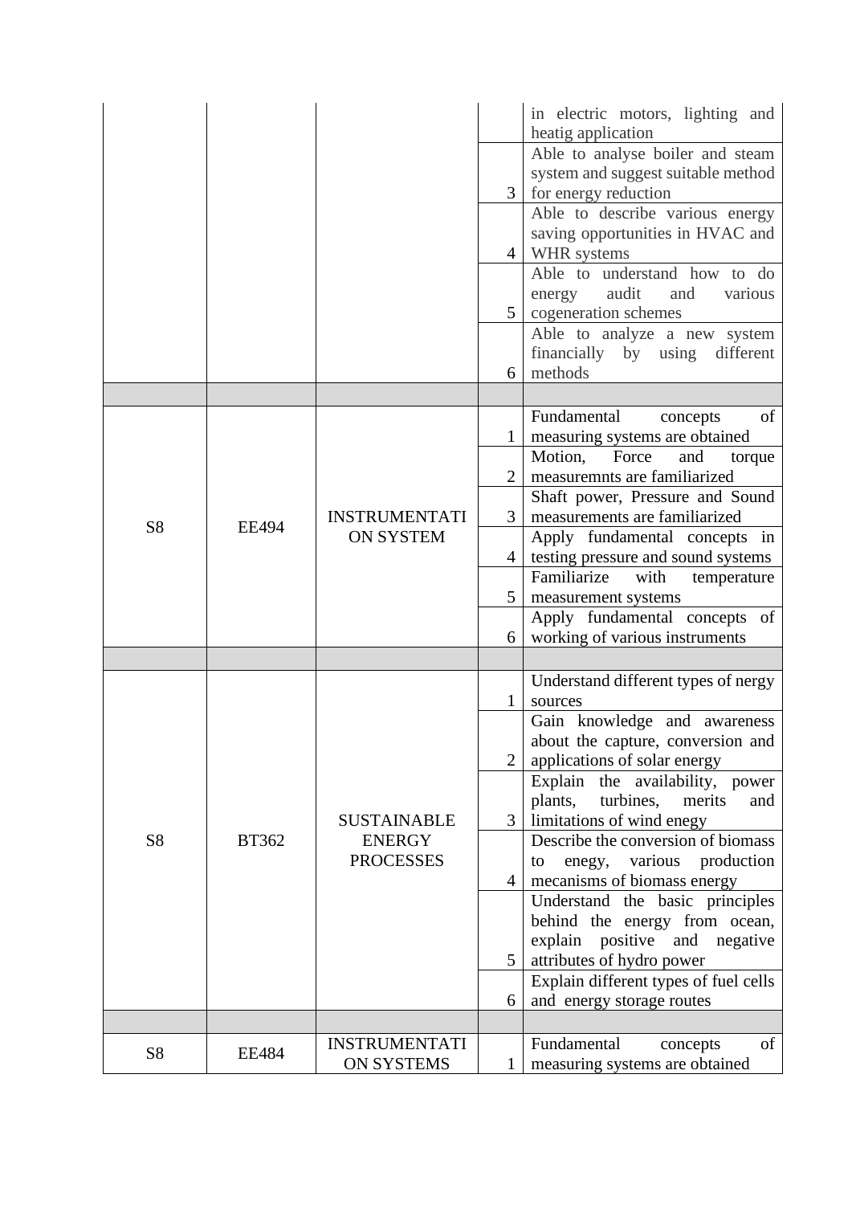| | | | | in electric motors, lighting and heatig application |
|---|---|---|---|---|
| | | | 3 | Able to analyse boiler and steam system and suggest suitable method for energy reduction |
| | | | 4 | Able to describe various energy saving opportunities in HVAC and WHR systems |
| | | | 5 | Able to understand how to do energy audit and various cogeneration schemes |
| | | | 6 | Able to analyze a new system financially by using different methods |
| | | | | |
| S8 | EE494 | INSTRUMENTATION SYSTEM | 1 | Fundamental concepts of measuring systems are obtained |
| | | | 2 | Motion, Force and torque measuremnts are familiarized |
| | | | 3 | Shaft power, Pressure and Sound measurements are familiarized |
| | | | 4 | Apply fundamental concepts in testing pressure and sound systems |
| | | | 5 | Familiarize with temperature measurement systems |
| | | | 6 | Apply fundamental concepts of working of various instruments |
| | | | | |
| S8 | BT362 | SUSTAINABLE ENERGY PROCESSES | 1 | Understand different types of nergy sources |
| | | | 2 | Gain knowledge and awareness about the capture, conversion and applications of solar energy |
| | | | 3 | Explain the availability, power plants, turbines, merits and limitations of wind enegy |
| | | | 4 | Describe the conversion of biomass to enegy, various production mecanisms of biomass energy |
| | | | 5 | Understand the basic principles behind the energy from ocean, explain positive and negative attributes of hydro power |
| | | | 6 | Explain different types of fuel cells and energy storage routes |
| | | | | |
| S8 | EE484 | INSTRUMENTATION SYSTEMS | 1 | Fundamental concepts of measuring systems are obtained |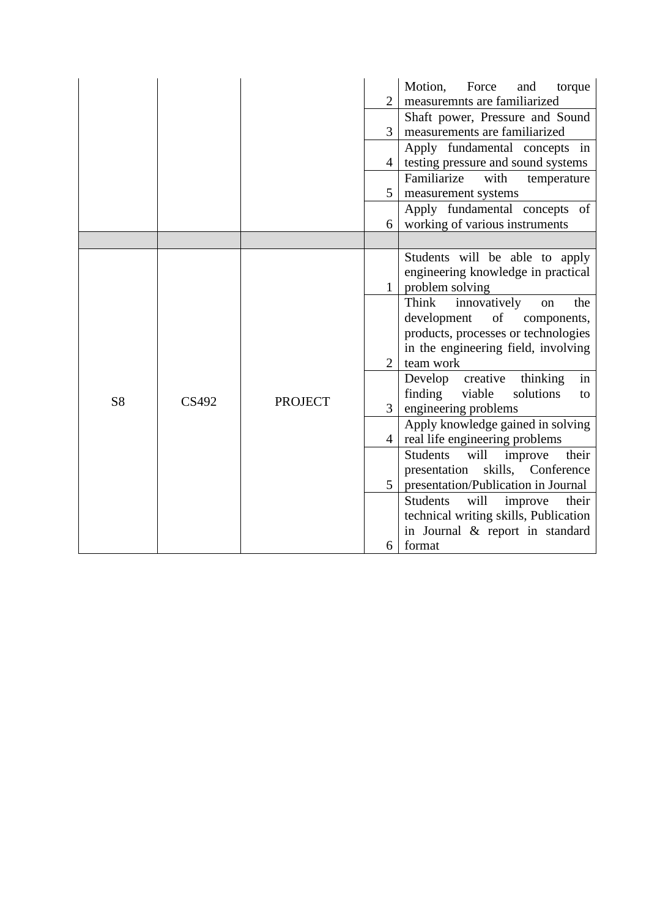| | | | | |
|---|---|---|---|---|
| | | | 2 | Motion, Force and torque measuremnts are familiarized |
| | | | 3 | Shaft power, Pressure and Sound measurements are familiarized |
| | | | 4 | Apply fundamental concepts in testing pressure and sound systems |
| | | | 5 | Familiarize with temperature measurement systems |
| | | | 6 | Apply fundamental concepts of working of various instruments |
| | | | | |
| S8 | CS492 | PROJECT | 1 | Students will be able to apply engineering knowledge in practical problem solving |
| | | | 2 | Think innovatively on the development of components, products, processes or technologies in the engineering field, involving team work |
| | | | 3 | Develop creative thinking in finding viable solutions to engineering problems |
| | | | 4 | Apply knowledge gained in solving real life engineering problems |
| | | | 5 | Students will improve their presentation skills, Conference presentation/Publication in Journal |
| | | | 6 | Students will improve their technical writing skills, Publication in Journal & report in standard format |